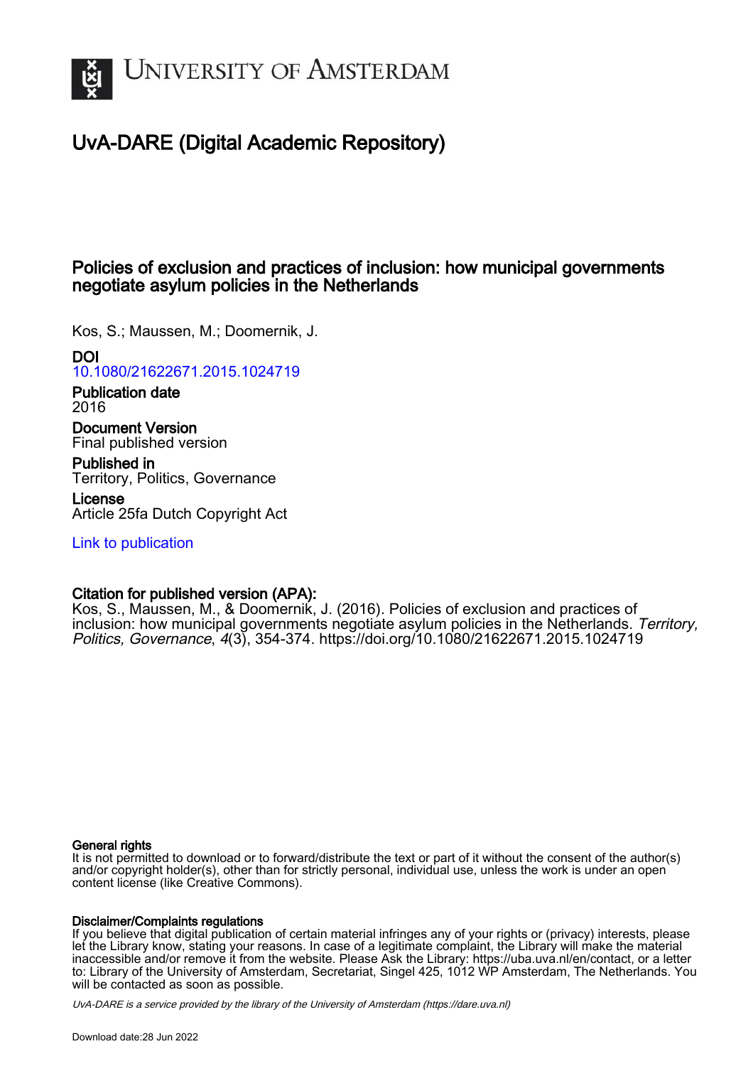UNIVERSITY OF AMSTERDAM

# UvA-DARE (Digital Academic Repository)

## Policies of exclusion and practices of inclusion: how municipal governments negotiate asylum policies in the Netherlands

Kos, S.; Maussen, M.; Doomernik, J.

**DOI**
10.1080/21622671.2015.1024719

**Publication date**
2016

**Document Version**
Final published version

**Published in**
Territory, Politics, Governance

**License**
Article 25fa Dutch Copyright Act

Link to publication

**Citation for published version (APA):**
Kos, S., Maussen, M., & Doomernik, J. (2016). Policies of exclusion and practices of inclusion: how municipal governments negotiate asylum policies in the Netherlands. *Territory, Politics, Governance*, *4*(3), 354-374. https://doi.org/10.1080/21622671.2015.1024719

**General rights**
It is not permitted to download or to forward/distribute the text or part of it without the consent of the author(s) and/or copyright holder(s), other than for strictly personal, individual use, unless the work is under an open content license (like Creative Commons).

**Disclaimer/Complaints regulations**
If you believe that digital publication of certain material infringes any of your rights or (privacy) interests, please let the Library know, stating your reasons. In case of a legitimate complaint, the Library will make the material inaccessible and/or remove it from the website. Please Ask the Library: https://uba.uva.nl/en/contact, or a letter to: Library of the University of Amsterdam, Secretariat, Singel 425, 1012 WP Amsterdam, The Netherlands. You will be contacted as soon as possible.

*UvA-DARE is a service provided by the library of the University of Amsterdam (https://dare.uva.nl)*

Download date:28 Jun 2022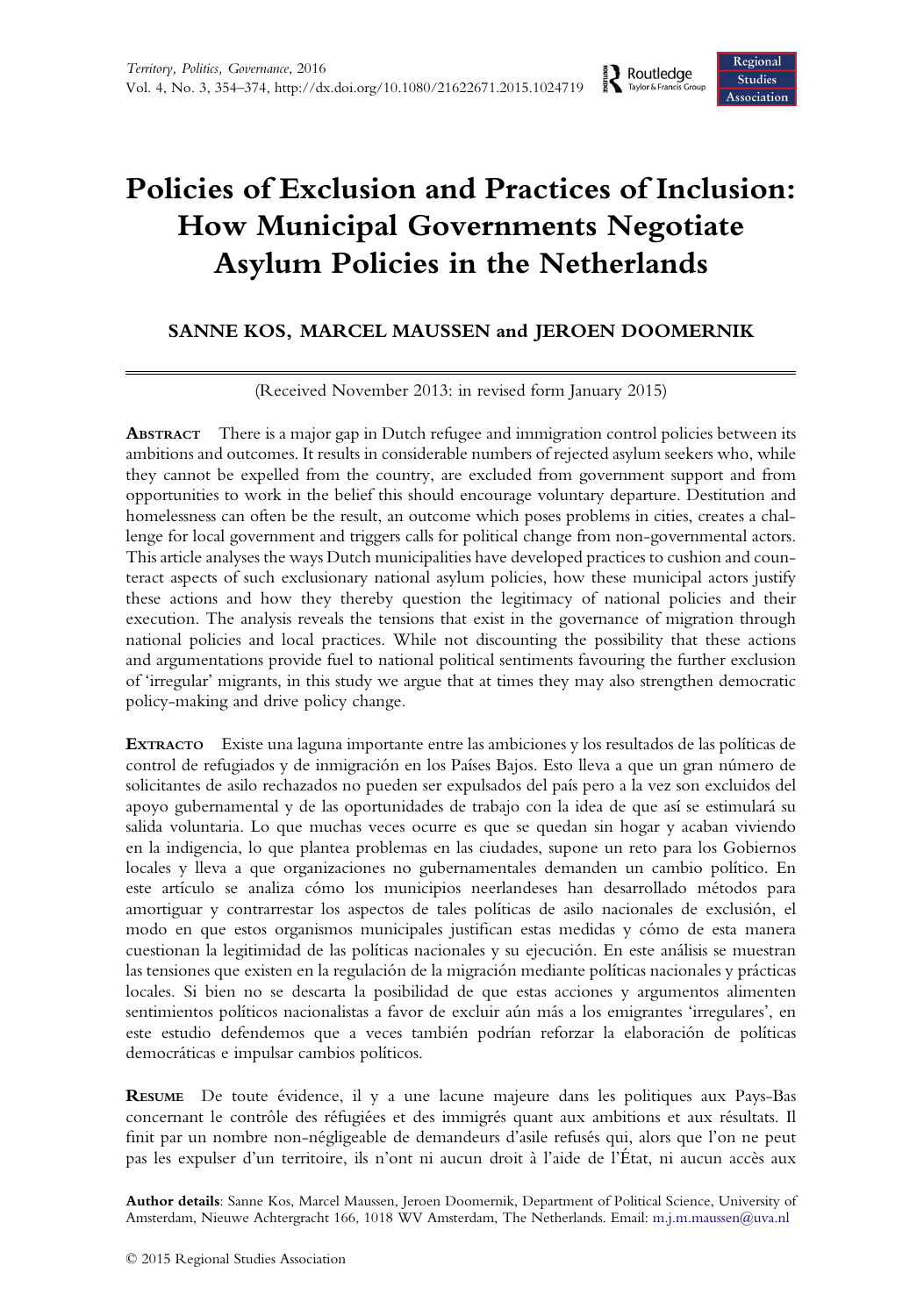# Policies of Exclusion and Practices of Inclusion: How Municipal Governments Negotiate Asylum Policies in the Netherlands

**SANNE KOS, MARCEL MAUSSEN and JEROEN DOOMERNIK**

(Received November 2013: in revised form January 2015)

**Abstract** There is a major gap in Dutch refugee and immigration control policies between its ambitions and outcomes. It results in considerable numbers of rejected asylum seekers who, while they cannot be expelled from the country, are excluded from government support and from opportunities to work in the belief this should encourage voluntary departure. Destitution and homelessness can often be the result, an outcome which poses problems in cities, creates a challenge for local government and triggers calls for political change from non-governmental actors. This article analyses the ways Dutch municipalities have developed practices to cushion and counteract aspects of such exclusionary national asylum policies, how these municipal actors justify these actions and how they thereby question the legitimacy of national policies and their execution. The analysis reveals the tensions that exist in the governance of migration through national policies and local practices. While not discounting the possibility that these actions and argumentations provide fuel to national political sentiments favouring the further exclusion of 'irregular' migrants, in this study we argue that at times they may also strengthen democratic policy-making and drive policy change.

**Extracto** Existe una laguna importante entre las ambiciones y los resultados de las políticas de control de refugiados y de inmigración en los Países Bajos. Esto lleva a que un gran número de solicitantes de asilo rechazados no pueden ser expulsados del país pero a la vez son excluidos del apoyo gubernamental y de las oportunidades de trabajo con la idea de que así se estimulará su salida voluntaria. Lo que muchas veces ocurre es que se quedan sin hogar y acaban viviendo en la indigencia, lo que plantea problemas en las ciudades, supone un reto para los Gobiernos locales y lleva a que organizaciones no gubernamentales demanden un cambio político. En este artículo se analiza cómo los municipios neerlandeses han desarrollado métodos para amortiguar y contrarrestar los aspectos de tales políticas de asilo nacionales de exclusión, el modo en que estos organismos municipales justifican estas medidas y cómo de esta manera cuestionan la legitimidad de las políticas nacionales y su ejecución. En este análisis se muestran las tensiones que existen en la regulación de la migración mediante políticas nacionales y prácticas locales. Si bien no se descarta la posibilidad de que estas acciones y argumentos alimenten sentimientos políticos nacionalistas a favor de excluir aún más a los emigrantes 'irregulares', en este estudio defendemos que a veces también podrían reforzar la elaboración de políticas democráticas e impulsar cambios políticos.

**Resume** De toute évidence, il y a une lacune majeure dans les politiques aux Pays-Bas concernant le contrôle des réfugiées et des immigrés quant aux ambitions et aux résultats. Il finit par un nombre non-négligeable de demandeurs d'asile refusés qui, alors que l'on ne peut pas les expulser d'un territoire, ils n'ont ni aucun droit à l'aide de l'État, ni aucun accès aux

**Author details**: Sanne Kos, Marcel Maussen, Jeroen Doomernik, Department of Political Science, University of Amsterdam, Nieuwe Achtergracht 166, 1018 WV Amsterdam, The Netherlands. Email: m.j.m.maussen@uva.nl

© 2015 Regional Studies Association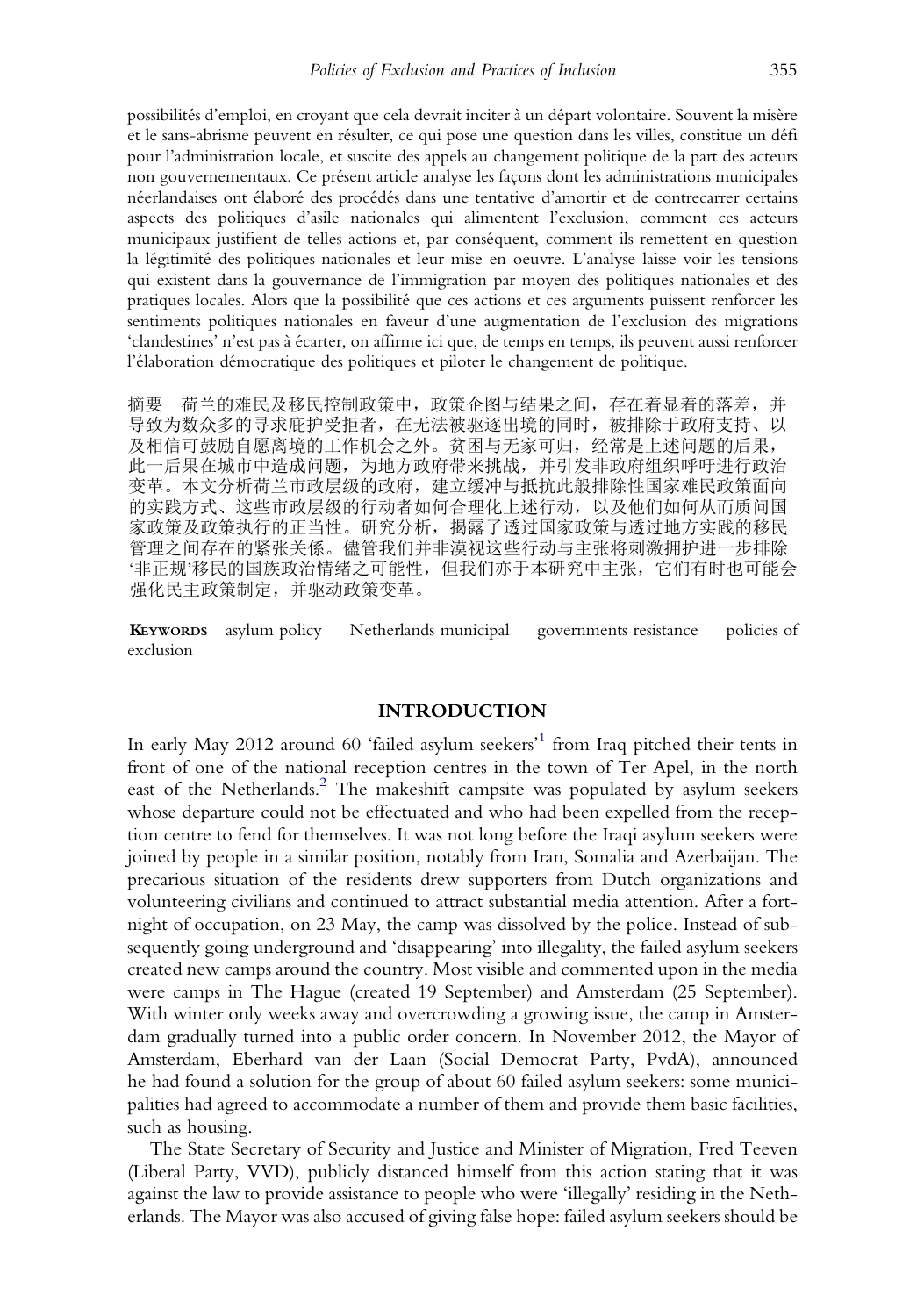possibilités d'emploi, en croyant que cela devrait inciter à un départ volontaire. Souvent la misère et le sans-abrisme peuvent en résulter, ce qui pose une question dans les villes, constitue un défi pour l'administration locale, et suscite des appels au changement politique de la part des acteurs non gouvernementaux. Ce présent article analyse les façons dont les administrations municipales néerlandaises ont élaboré des procédés dans une tentative d'amortir et de contrecarrer certains aspects des politiques d'asile nationales qui alimentent l'exclusion, comment ces acteurs municipaux justifient de telles actions et, par conséquent, comment ils remettent en question la légitimité des politiques nationales et leur mise en oeuvre. L'analyse laisse voir les tensions qui existent dans la gouvernance de l'immigration par moyen des politiques nationales et des pratiques locales. Alors que la possibilité que ces actions et ces arguments puissent renforcer les sentiments politiques nationales en faveur d'une augmentation de l'exclusion des migrations 'clandestines' n'est pas à écarter, on affirme ici que, de temps en temps, ils peuvent aussi renforcer l'élaboration démocratique des politiques et piloter le changement de politique.

摘要　荷兰的难民及移民控制政策中，政策企图与结果之间，存在着显着的落差，并导致为数众多的寻求庇护受拒者，在无法被驱逐出境的同时，被排除于政府支持、以及相信可鼓励自愿离境的工作机会之外。贫困与无家可归，经常是上述问题的后果，此一后果在城市中造成问题，为地方政府带来挑战，并引发非政府组织呼吁进行政治变革。本文分析荷兰市政层级的政府，建立缓冲与抵抗此般排除性国家难民政策面向的实践方式、这些市政层级的行动者如何合理化上述行动，以及他们如何从而质问国家政策及政策执行的正当性。研究分析，揭露了透过国家政策与透过地方实践的移民管理之间存在的紧张关係。儘管我们并非漠视这些行动与主张将刺激拥护进一步排除'非正规'移民的国族政治情绪之可能性，但我们亦于本研究中主张，它们有时也可能会强化民主政策制定，并驱动政策变革。

**Keywords** asylum policy Netherlands municipal governments resistance policies of exclusion

## INTRODUCTION

In early May 2012 around 60 'failed asylum seekers'[1] from Iraq pitched their tents in front of one of the national reception centres in the town of Ter Apel, in the north east of the Netherlands.[2] The makeshift campsite was populated by asylum seekers whose departure could not be effectuated and who had been expelled from the reception centre to fend for themselves. It was not long before the Iraqi asylum seekers were joined by people in a similar position, notably from Iran, Somalia and Azerbaijan. The precarious situation of the residents drew supporters from Dutch organizations and volunteering civilians and continued to attract substantial media attention. After a fortnight of occupation, on 23 May, the camp was dissolved by the police. Instead of subsequently going underground and 'disappearing' into illegality, the failed asylum seekers created new camps around the country. Most visible and commented upon in the media were camps in The Hague (created 19 September) and Amsterdam (25 September). With winter only weeks away and overcrowding a growing issue, the camp in Amsterdam gradually turned into a public order concern. In November 2012, the Mayor of Amsterdam, Eberhard van der Laan (Social Democrat Party, PvdA), announced he had found a solution for the group of about 60 failed asylum seekers: some municipalities had agreed to accommodate a number of them and provide them basic facilities, such as housing.

The State Secretary of Security and Justice and Minister of Migration, Fred Teeven (Liberal Party, VVD), publicly distanced himself from this action stating that it was against the law to provide assistance to people who were 'illegally' residing in the Netherlands. The Mayor was also accused of giving false hope: failed asylum seekers should be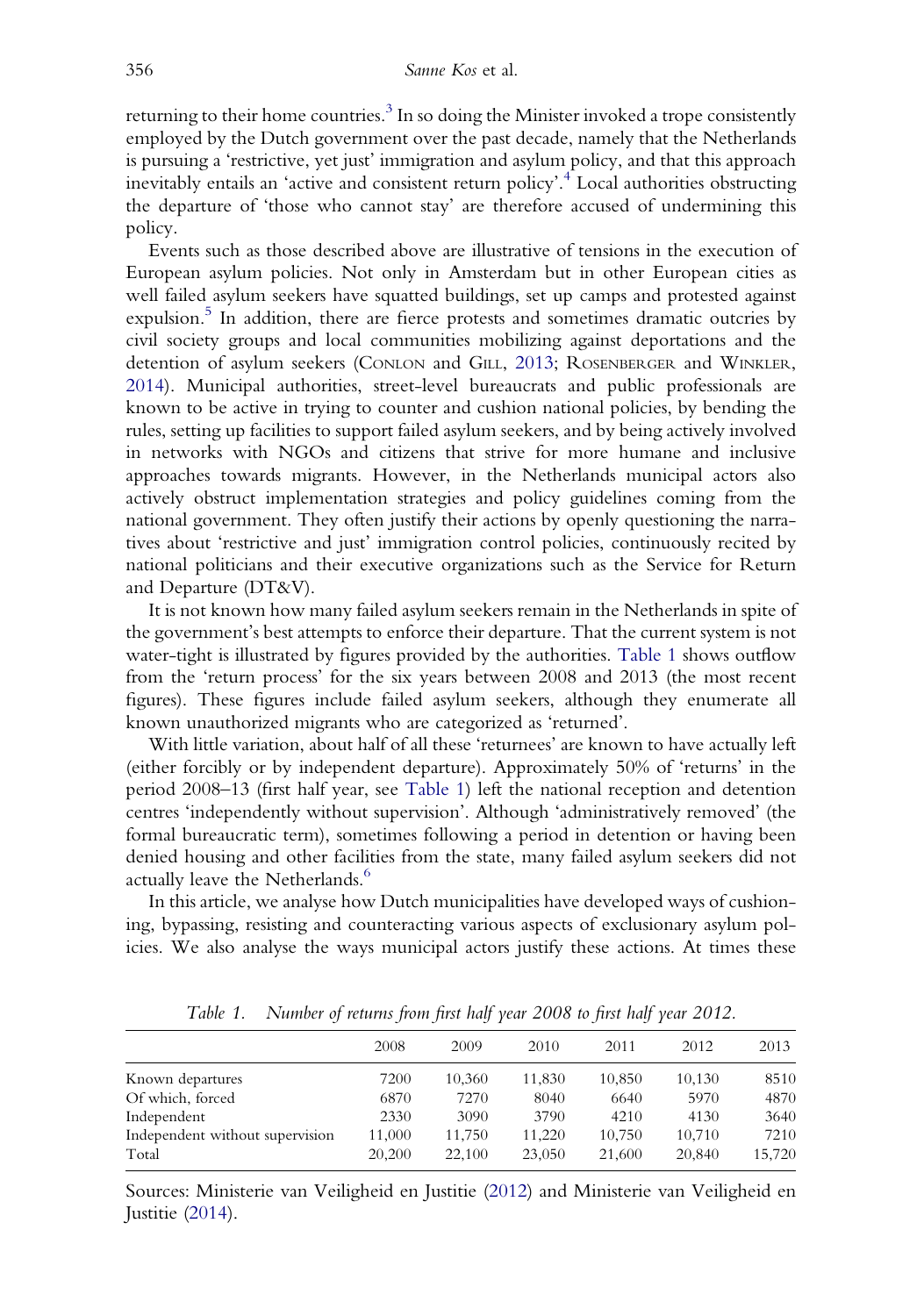returning to their home countries.[3] In so doing the Minister invoked a trope consistently employed by the Dutch government over the past decade, namely that the Netherlands is pursuing a 'restrictive, yet just' immigration and asylum policy, and that this approach inevitably entails an 'active and consistent return policy'.[4] Local authorities obstructing the departure of 'those who cannot stay' are therefore accused of undermining this policy.

Events such as those described above are illustrative of tensions in the execution of European asylum policies. Not only in Amsterdam but in other European cities as well failed asylum seekers have squatted buildings, set up camps and protested against expulsion.[5] In addition, there are fierce protests and sometimes dramatic outcries by civil society groups and local communities mobilizing against deportations and the detention of asylum seekers (Conlon and Gill, 2013; Rosenberger and Winkler, 2014). Municipal authorities, street-level bureaucrats and public professionals are known to be active in trying to counter and cushion national policies, by bending the rules, setting up facilities to support failed asylum seekers, and by being actively involved in networks with NGOs and citizens that strive for more humane and inclusive approaches towards migrants. However, in the Netherlands municipal actors also actively obstruct implementation strategies and policy guidelines coming from the national government. They often justify their actions by openly questioning the narratives about 'restrictive and just' immigration control policies, continuously recited by national politicians and their executive organizations such as the Service for Return and Departure (DT&V).

It is not known how many failed asylum seekers remain in the Netherlands in spite of the government's best attempts to enforce their departure. That the current system is not water-tight is illustrated by figures provided by the authorities. Table 1 shows outflow from the 'return process' for the six years between 2008 and 2013 (the most recent figures). These figures include failed asylum seekers, although they enumerate all known unauthorized migrants who are categorized as 'returned'.

With little variation, about half of all these 'returnees' are known to have actually left (either forcibly or by independent departure). Approximately 50% of 'returns' in the period 2008–13 (first half year, see Table 1) left the national reception and detention centres 'independently without supervision'. Although 'administratively removed' (the formal bureaucratic term), sometimes following a period in detention or having been denied housing and other facilities from the state, many failed asylum seekers did not actually leave the Netherlands.[6]

In this article, we analyse how Dutch municipalities have developed ways of cushioning, bypassing, resisting and counteracting various aspects of exclusionary asylum policies. We also analyse the ways municipal actors justify these actions. At times these

*Table 1. Number of returns from first half year 2008 to first half year 2012.*

| | 2008 | 2009 | 2010 | 2011 | 2012 | 2013 |
|---|---|---|---|---|---|---|
| Known departures | 7200 | 10,360 | 11,830 | 10,850 | 10,130 | 8510 |
| Of which, forced | 6870 | 7270 | 8040 | 6640 | 5970 | 4870 |
| Independent | 2330 | 3090 | 3790 | 4210 | 4130 | 3640 |
| Independent without supervision | 11,000 | 11,750 | 11,220 | 10,750 | 10,710 | 7210 |
| Total | 20,200 | 22,100 | 23,050 | 21,600 | 20,840 | 15,720 |

Sources: Ministerie van Veiligheid en Justitie (2012) and Ministerie van Veiligheid en Justitie (2014).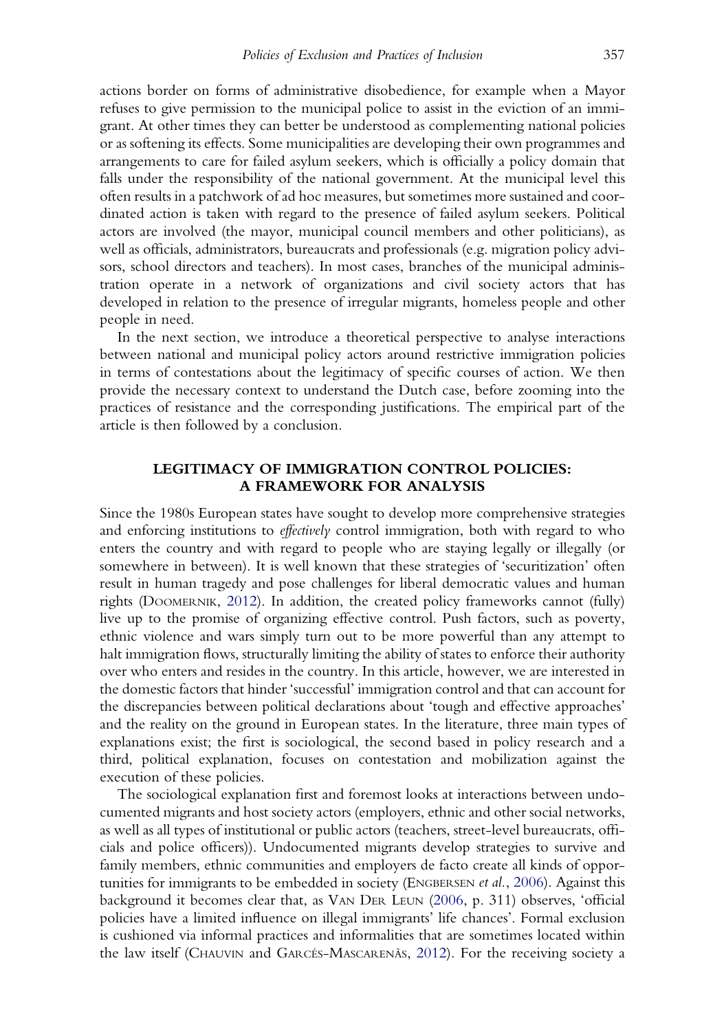actions border on forms of administrative disobedience, for example when a Mayor refuses to give permission to the municipal police to assist in the eviction of an immigrant. At other times they can better be understood as complementing national policies or as softening its effects. Some municipalities are developing their own programmes and arrangements to care for failed asylum seekers, which is officially a policy domain that falls under the responsibility of the national government. At the municipal level this often results in a patchwork of ad hoc measures, but sometimes more sustained and coordinated action is taken with regard to the presence of failed asylum seekers. Political actors are involved (the mayor, municipal council members and other politicians), as well as officials, administrators, bureaucrats and professionals (e.g. migration policy advisors, school directors and teachers). In most cases, branches of the municipal administration operate in a network of organizations and civil society actors that has developed in relation to the presence of irregular migrants, homeless people and other people in need.

In the next section, we introduce a theoretical perspective to analyse interactions between national and municipal policy actors around restrictive immigration policies in terms of contestations about the legitimacy of specific courses of action. We then provide the necessary context to understand the Dutch case, before zooming into the practices of resistance and the corresponding justifications. The empirical part of the article is then followed by a conclusion.

## LEGITIMACY OF IMMIGRATION CONTROL POLICIES: A FRAMEWORK FOR ANALYSIS

Since the 1980s European states have sought to develop more comprehensive strategies and enforcing institutions to *effectively* control immigration, both with regard to who enters the country and with regard to people who are staying legally or illegally (or somewhere in between). It is well known that these strategies of 'securitization' often result in human tragedy and pose challenges for liberal democratic values and human rights (Doomernik, 2012). In addition, the created policy frameworks cannot (fully) live up to the promise of organizing effective control. Push factors, such as poverty, ethnic violence and wars simply turn out to be more powerful than any attempt to halt immigration flows, structurally limiting the ability of states to enforce their authority over who enters and resides in the country. In this article, however, we are interested in the domestic factors that hinder 'successful' immigration control and that can account for the discrepancies between political declarations about 'tough and effective approaches' and the reality on the ground in European states. In the literature, three main types of explanations exist; the first is sociological, the second based in policy research and a third, political explanation, focuses on contestation and mobilization against the execution of these policies.

The sociological explanation first and foremost looks at interactions between undocumented migrants and host society actors (employers, ethnic and other social networks, as well as all types of institutional or public actors (teachers, street-level bureaucrats, officials and police officers)). Undocumented migrants develop strategies to survive and family members, ethnic communities and employers de facto create all kinds of opportunities for immigrants to be embedded in society (Engbersen *et al.*, 2006). Against this background it becomes clear that, as Van Der Leun (2006, p. 311) observes, 'official policies have a limited influence on illegal immigrants' life chances'. Formal exclusion is cushioned via informal practices and informalities that are sometimes located within the law itself (Chauvin and Garcés-Mascarenãs, 2012). For the receiving society a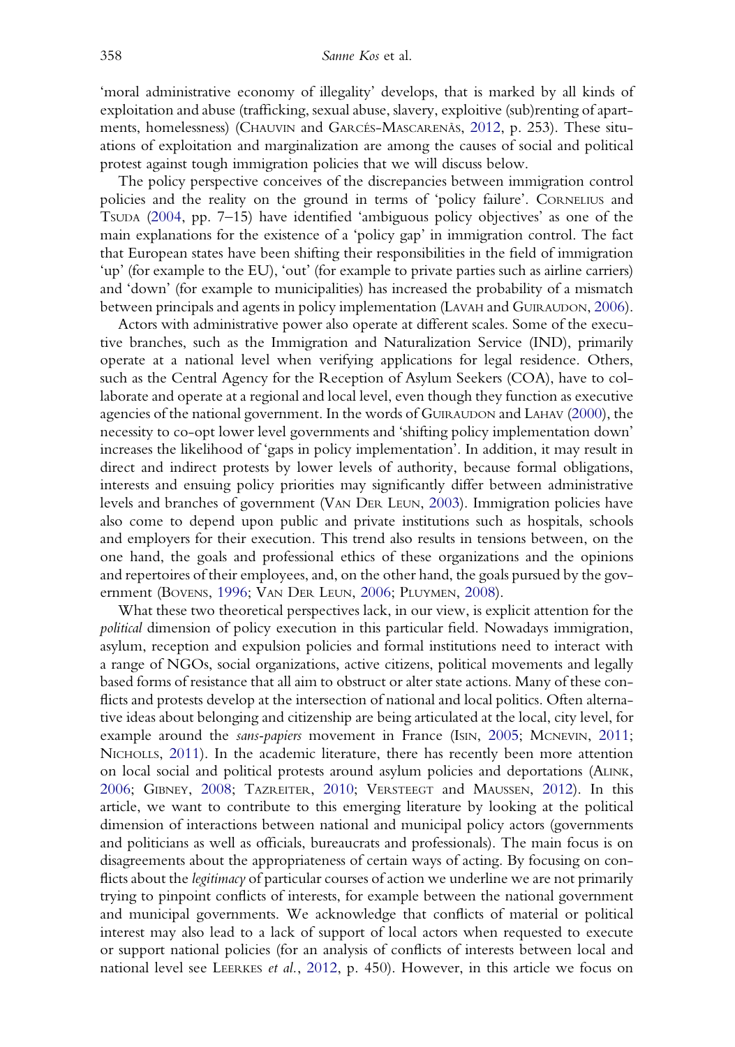'moral administrative economy of illegality' develops, that is marked by all kinds of exploitation and abuse (trafficking, sexual abuse, slavery, exploitive (sub)renting of apartments, homelessness) (Chauvin and Garcés-Mascareñas, 2012, p. 253). These situations of exploitation and marginalization are among the causes of social and political protest against tough immigration policies that we will discuss below.

The policy perspective conceives of the discrepancies between immigration control policies and the reality on the ground in terms of 'policy failure'. Cornelius and Tsuda (2004, pp. 7–15) have identified 'ambiguous policy objectives' as one of the main explanations for the existence of a 'policy gap' in immigration control. The fact that European states have been shifting their responsibilities in the field of immigration 'up' (for example to the EU), 'out' (for example to private parties such as airline carriers) and 'down' (for example to municipalities) has increased the probability of a mismatch between principals and agents in policy implementation (Lavah and Guiraudon, 2006).

Actors with administrative power also operate at different scales. Some of the executive branches, such as the Immigration and Naturalization Service (IND), primarily operate at a national level when verifying applications for legal residence. Others, such as the Central Agency for the Reception of Asylum Seekers (COA), have to collaborate and operate at a regional and local level, even though they function as executive agencies of the national government. In the words of Guiraudon and Lahav (2000), the necessity to co-opt lower level governments and 'shifting policy implementation down' increases the likelihood of 'gaps in policy implementation'. In addition, it may result in direct and indirect protests by lower levels of authority, because formal obligations, interests and ensuing policy priorities may significantly differ between administrative levels and branches of government (Van Der Leun, 2003). Immigration policies have also come to depend upon public and private institutions such as hospitals, schools and employers for their execution. This trend also results in tensions between, on the one hand, the goals and professional ethics of these organizations and the opinions and repertoires of their employees, and, on the other hand, the goals pursued by the government (Bovens, 1996; Van Der Leun, 2006; Pluymen, 2008).

What these two theoretical perspectives lack, in our view, is explicit attention for the *political* dimension of policy execution in this particular field. Nowadays immigration, asylum, reception and expulsion policies and formal institutions need to interact with a range of NGOs, social organizations, active citizens, political movements and legally based forms of resistance that all aim to obstruct or alter state actions. Many of these conflicts and protests develop at the intersection of national and local politics. Often alternative ideas about belonging and citizenship are being articulated at the local, city level, for example around the *sans-papiers* movement in France (Isin, 2005; Mcnevin, 2011; Nicholls, 2011). In the academic literature, there has recently been more attention on local social and political protests around asylum policies and deportations (Alink, 2006; Gibney, 2008; Tazreiter, 2010; Versteegt and Maussen, 2012). In this article, we want to contribute to this emerging literature by looking at the political dimension of interactions between national and municipal policy actors (governments and politicians as well as officials, bureaucrats and professionals). The main focus is on disagreements about the appropriateness of certain ways of acting. By focusing on conflicts about the *legitimacy* of particular courses of action we underline we are not primarily trying to pinpoint conflicts of interests, for example between the national government and municipal governments. We acknowledge that conflicts of material or political interest may also lead to a lack of support of local actors when requested to execute or support national policies (for an analysis of conflicts of interests between local and national level see Leerkes *et al.*, 2012, p. 450). However, in this article we focus on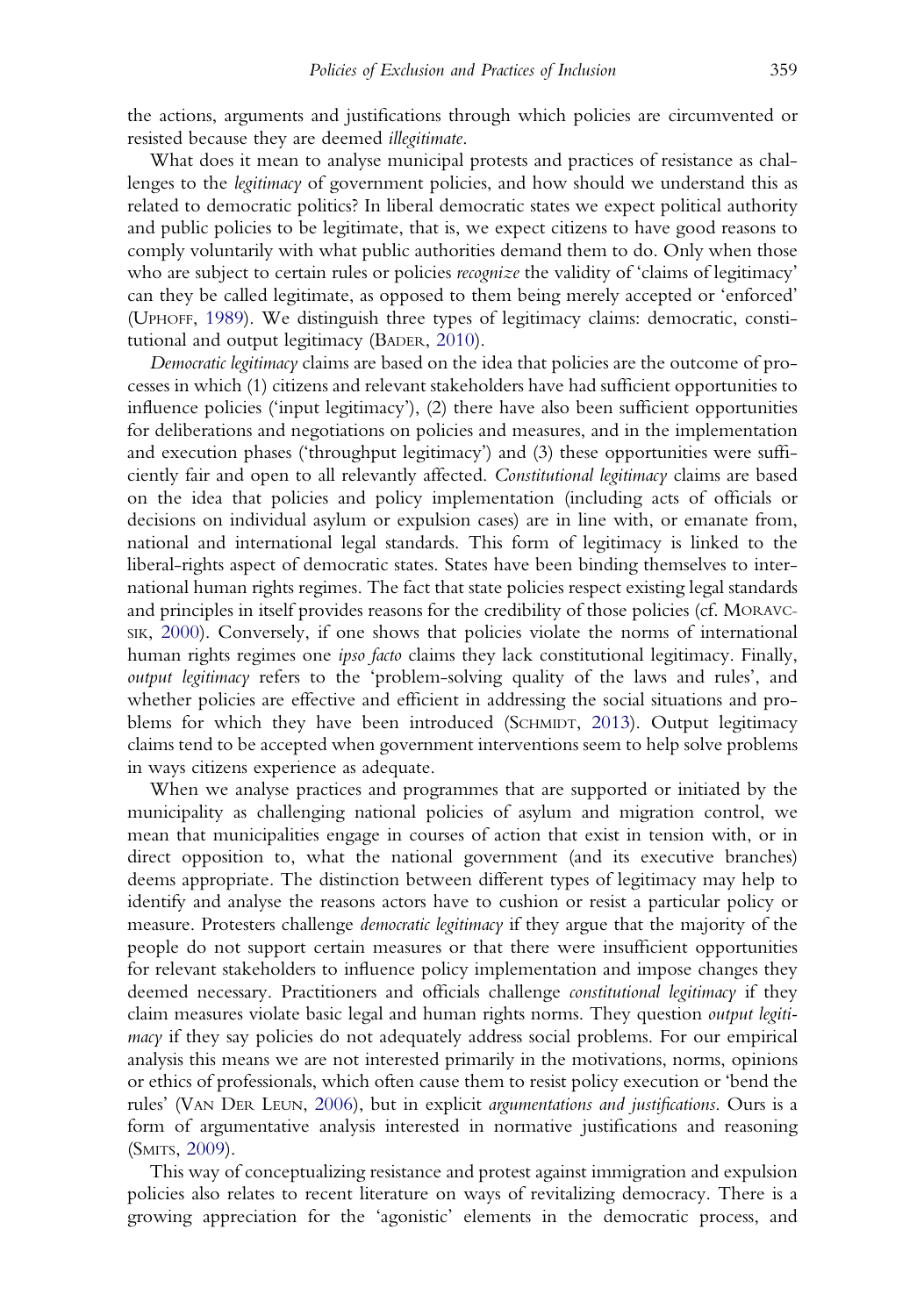the actions, arguments and justifications through which policies are circumvented or resisted because they are deemed *illegitimate*.

What does it mean to analyse municipal protests and practices of resistance as challenges to the *legitimacy* of government policies, and how should we understand this as related to democratic politics? In liberal democratic states we expect political authority and public policies to be legitimate, that is, we expect citizens to have good reasons to comply voluntarily with what public authorities demand them to do. Only when those who are subject to certain rules or policies *recognize* the validity of 'claims of legitimacy' can they be called legitimate, as opposed to them being merely accepted or 'enforced' (UPHOFF, 1989). We distinguish three types of legitimacy claims: democratic, constitutional and output legitimacy (BADER, 2010).

*Democratic legitimacy* claims are based on the idea that policies are the outcome of processes in which (1) citizens and relevant stakeholders have had sufficient opportunities to influence policies ('input legitimacy'), (2) there have also been sufficient opportunities for deliberations and negotiations on policies and measures, and in the implementation and execution phases ('throughput legitimacy') and (3) these opportunities were sufficiently fair and open to all relevantly affected. *Constitutional legitimacy* claims are based on the idea that policies and policy implementation (including acts of officials or decisions on individual asylum or expulsion cases) are in line with, or emanate from, national and international legal standards. This form of legitimacy is linked to the liberal-rights aspect of democratic states. States have been binding themselves to international human rights regimes. The fact that state policies respect existing legal standards and principles in itself provides reasons for the credibility of those policies (cf. MORAVCSIK, 2000). Conversely, if one shows that policies violate the norms of international human rights regimes one *ipso facto* claims they lack constitutional legitimacy. Finally, *output legitimacy* refers to the 'problem-solving quality of the laws and rules', and whether policies are effective and efficient in addressing the social situations and problems for which they have been introduced (SCHMIDT, 2013). Output legitimacy claims tend to be accepted when government interventions seem to help solve problems in ways citizens experience as adequate.

When we analyse practices and programmes that are supported or initiated by the municipality as challenging national policies of asylum and migration control, we mean that municipalities engage in courses of action that exist in tension with, or in direct opposition to, what the national government (and its executive branches) deems appropriate. The distinction between different types of legitimacy may help to identify and analyse the reasons actors have to cushion or resist a particular policy or measure. Protesters challenge *democratic legitimacy* if they argue that the majority of the people do not support certain measures or that there were insufficient opportunities for relevant stakeholders to influence policy implementation and impose changes they deemed necessary. Practitioners and officials challenge *constitutional legitimacy* if they claim measures violate basic legal and human rights norms. They question *output legitimacy* if they say policies do not adequately address social problems. For our empirical analysis this means we are not interested primarily in the motivations, norms, opinions or ethics of professionals, which often cause them to resist policy execution or 'bend the rules' (VAN DER LEUN, 2006), but in explicit *argumentations and justifications*. Ours is a form of argumentative analysis interested in normative justifications and reasoning (SMITS, 2009).

This way of conceptualizing resistance and protest against immigration and expulsion policies also relates to recent literature on ways of revitalizing democracy. There is a growing appreciation for the 'agonistic' elements in the democratic process, and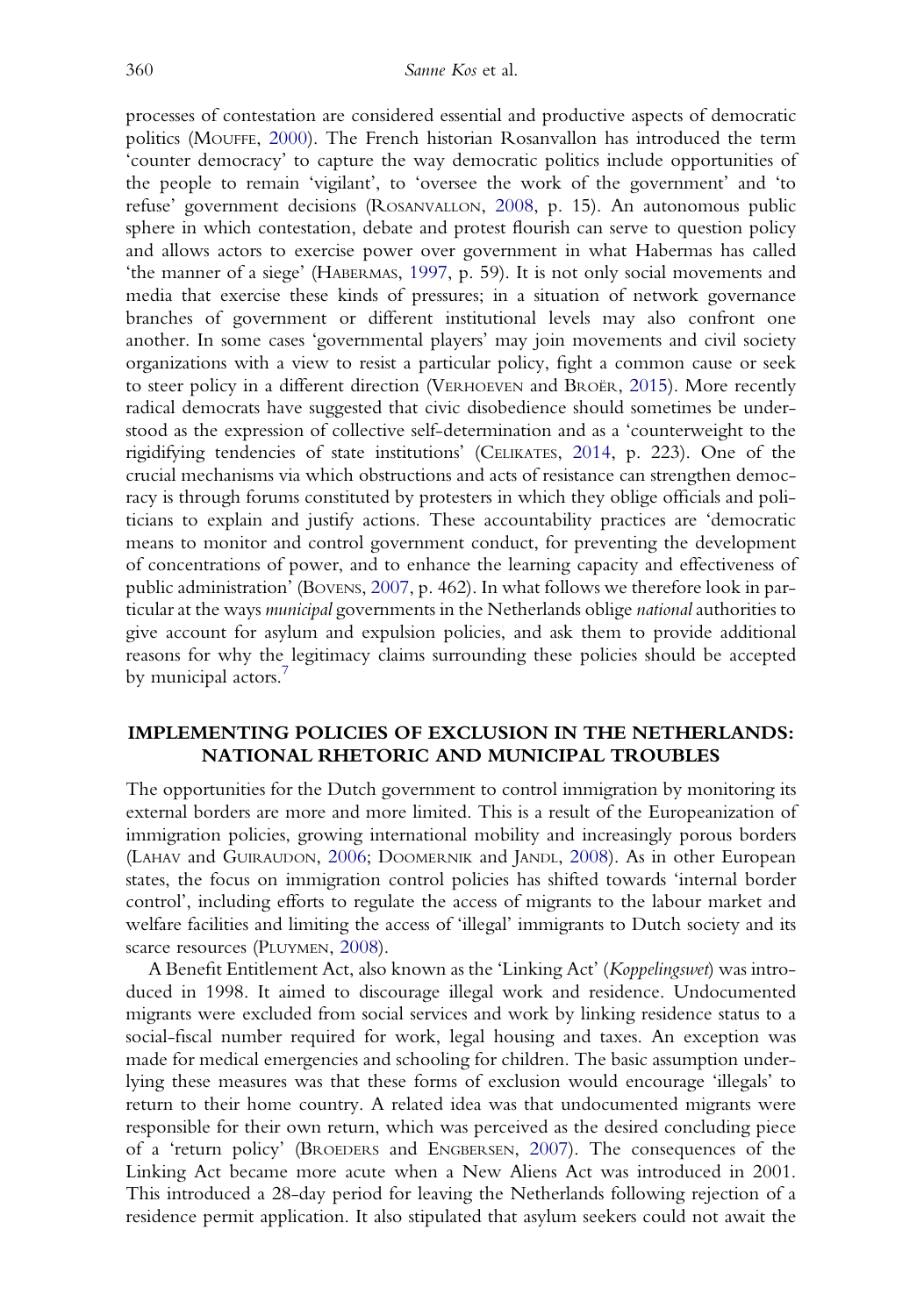processes of contestation are considered essential and productive aspects of democratic politics (Mouffe, 2000). The French historian Rosanvallon has introduced the term 'counter democracy' to capture the way democratic politics include opportunities of the people to remain 'vigilant', to 'oversee the work of the government' and 'to refuse' government decisions (Rosanvallon, 2008, p. 15). An autonomous public sphere in which contestation, debate and protest flourish can serve to question policy and allows actors to exercise power over government in what Habermas has called 'the manner of a siege' (Habermas, 1997, p. 59). It is not only social movements and media that exercise these kinds of pressures; in a situation of network governance branches of government or different institutional levels may also confront one another. In some cases 'governmental players' may join movements and civil society organizations with a view to resist a particular policy, fight a common cause or seek to steer policy in a different direction (Verhoeven and Broër, 2015). More recently radical democrats have suggested that civic disobedience should sometimes be understood as the expression of collective self-determination and as a 'counterweight to the rigidifying tendencies of state institutions' (Celikates, 2014, p. 223). One of the crucial mechanisms via which obstructions and acts of resistance can strengthen democracy is through forums constituted by protesters in which they oblige officials and politicians to explain and justify actions. These accountability practices are 'democratic means to monitor and control government conduct, for preventing the development of concentrations of power, and to enhance the learning capacity and effectiveness of public administration' (Bovens, 2007, p. 462). In what follows we therefore look in particular at the ways *municipal* governments in the Netherlands oblige *national* authorities to give account for asylum and expulsion policies, and ask them to provide additional reasons for why the legitimacy claims surrounding these policies should be accepted by municipal actors.[7]

## IMPLEMENTING POLICIES OF EXCLUSION IN THE NETHERLANDS: NATIONAL RHETORIC AND MUNICIPAL TROUBLES

The opportunities for the Dutch government to control immigration by monitoring its external borders are more and more limited. This is a result of the Europeanization of immigration policies, growing international mobility and increasingly porous borders (Lahav and Guiraudon, 2006; Doomernik and Jandl, 2008). As in other European states, the focus on immigration control policies has shifted towards 'internal border control', including efforts to regulate the access of migrants to the labour market and welfare facilities and limiting the access of 'illegal' immigrants to Dutch society and its scarce resources (Pluymen, 2008).

A Benefit Entitlement Act, also known as the 'Linking Act' (*Koppelingswet*) was introduced in 1998. It aimed to discourage illegal work and residence. Undocumented migrants were excluded from social services and work by linking residence status to a social-fiscal number required for work, legal housing and taxes. An exception was made for medical emergencies and schooling for children. The basic assumption underlying these measures was that these forms of exclusion would encourage 'illegals' to return to their home country. A related idea was that undocumented migrants were responsible for their own return, which was perceived as the desired concluding piece of a 'return policy' (Broeders and Engbersen, 2007). The consequences of the Linking Act became more acute when a New Aliens Act was introduced in 2001. This introduced a 28-day period for leaving the Netherlands following rejection of a residence permit application. It also stipulated that asylum seekers could not await the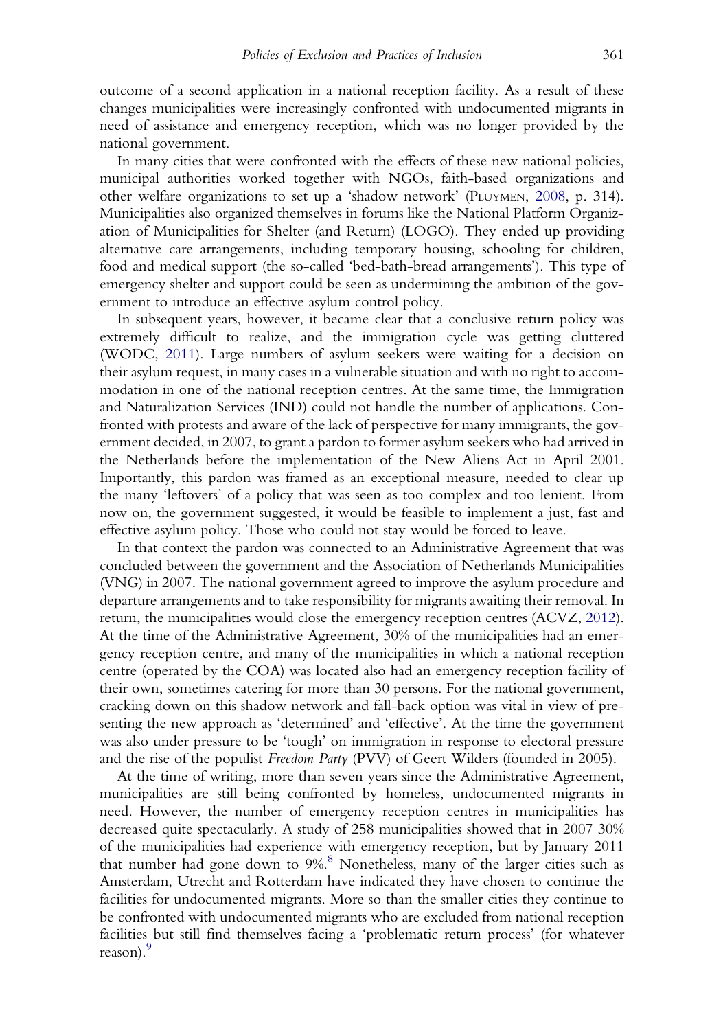outcome of a second application in a national reception facility. As a result of these changes municipalities were increasingly confronted with undocumented migrants in need of assistance and emergency reception, which was no longer provided by the national government.

In many cities that were confronted with the effects of these new national policies, municipal authorities worked together with NGOs, faith-based organizations and other welfare organizations to set up a 'shadow network' (Pluymen, 2008, p. 314). Municipalities also organized themselves in forums like the National Platform Organization of Municipalities for Shelter (and Return) (LOGO). They ended up providing alternative care arrangements, including temporary housing, schooling for children, food and medical support (the so-called 'bed-bath-bread arrangements'). This type of emergency shelter and support could be seen as undermining the ambition of the government to introduce an effective asylum control policy.

In subsequent years, however, it became clear that a conclusive return policy was extremely difficult to realize, and the immigration cycle was getting cluttered (WODC, 2011). Large numbers of asylum seekers were waiting for a decision on their asylum request, in many cases in a vulnerable situation and with no right to accommodation in one of the national reception centres. At the same time, the Immigration and Naturalization Services (IND) could not handle the number of applications. Confronted with protests and aware of the lack of perspective for many immigrants, the government decided, in 2007, to grant a pardon to former asylum seekers who had arrived in the Netherlands before the implementation of the New Aliens Act in April 2001. Importantly, this pardon was framed as an exceptional measure, needed to clear up the many 'leftovers' of a policy that was seen as too complex and too lenient. From now on, the government suggested, it would be feasible to implement a just, fast and effective asylum policy. Those who could not stay would be forced to leave.

In that context the pardon was connected to an Administrative Agreement that was concluded between the government and the Association of Netherlands Municipalities (VNG) in 2007. The national government agreed to improve the asylum procedure and departure arrangements and to take responsibility for migrants awaiting their removal. In return, the municipalities would close the emergency reception centres (ACVZ, 2012). At the time of the Administrative Agreement, 30% of the municipalities had an emergency reception centre, and many of the municipalities in which a national reception centre (operated by the COA) was located also had an emergency reception facility of their own, sometimes catering for more than 30 persons. For the national government, cracking down on this shadow network and fall-back option was vital in view of presenting the new approach as 'determined' and 'effective'. At the time the government was also under pressure to be 'tough' on immigration in response to electoral pressure and the rise of the populist *Freedom Party* (PVV) of Geert Wilders (founded in 2005).

At the time of writing, more than seven years since the Administrative Agreement, municipalities are still being confronted by homeless, undocumented migrants in need. However, the number of emergency reception centres in municipalities has decreased quite spectacularly. A study of 258 municipalities showed that in 2007 30% of the municipalities had experience with emergency reception, but by January 2011 that number had gone down to 9%.[8] Nonetheless, many of the larger cities such as Amsterdam, Utrecht and Rotterdam have indicated they have chosen to continue the facilities for undocumented migrants. More so than the smaller cities they continue to be confronted with undocumented migrants who are excluded from national reception facilities but still find themselves facing a 'problematic return process' (for whatever reason).[9]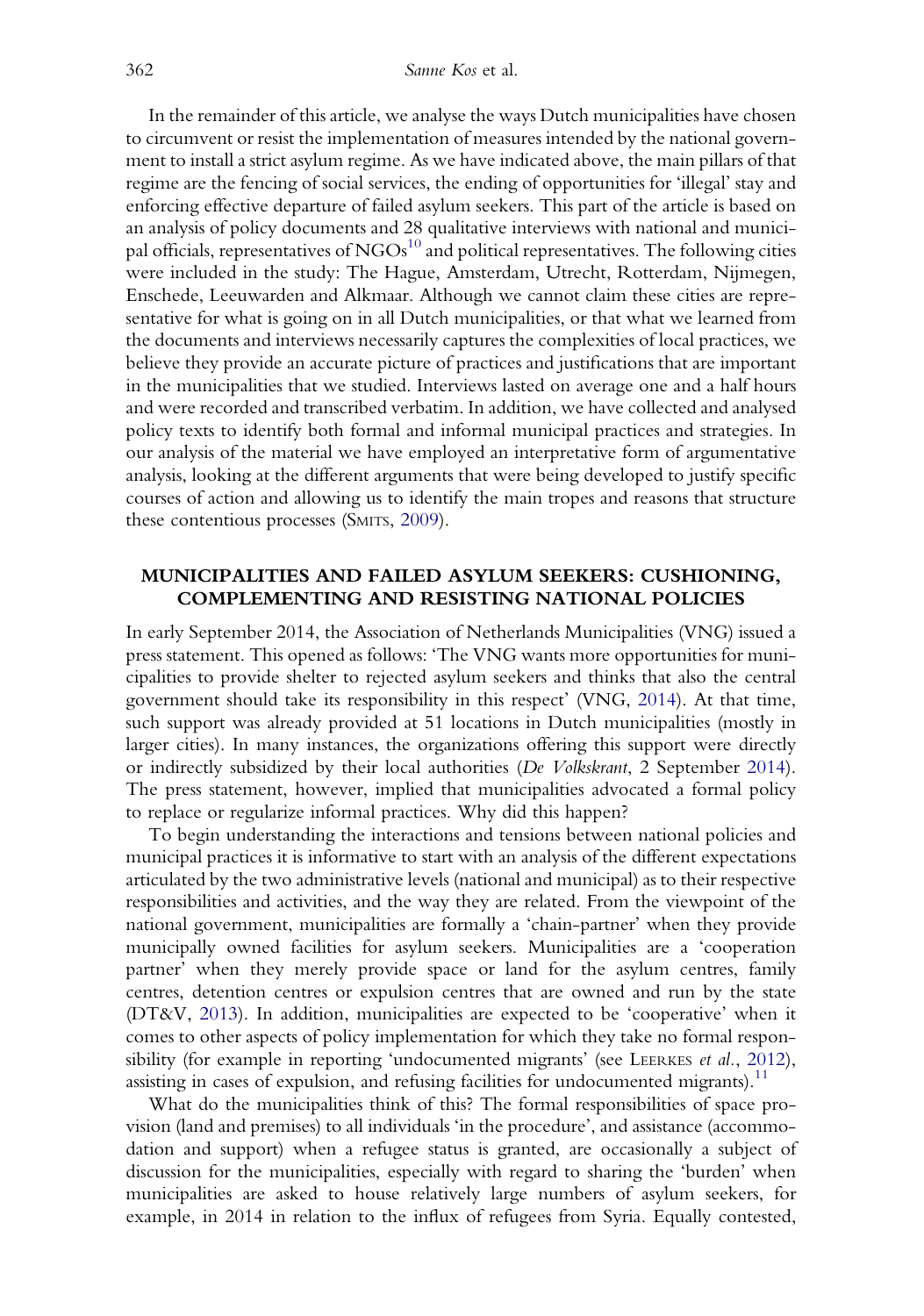In the remainder of this article, we analyse the ways Dutch municipalities have chosen to circumvent or resist the implementation of measures intended by the national government to install a strict asylum regime. As we have indicated above, the main pillars of that regime are the fencing of social services, the ending of opportunities for 'illegal' stay and enforcing effective departure of failed asylum seekers. This part of the article is based on an analysis of policy documents and 28 qualitative interviews with national and municipal officials, representatives of NGOs[10] and political representatives. The following cities were included in the study: The Hague, Amsterdam, Utrecht, Rotterdam, Nijmegen, Enschede, Leeuwarden and Alkmaar. Although we cannot claim these cities are representative for what is going on in all Dutch municipalities, or that what we learned from the documents and interviews necessarily captures the complexities of local practices, we believe they provide an accurate picture of practices and justifications that are important in the municipalities that we studied. Interviews lasted on average one and a half hours and were recorded and transcribed verbatim. In addition, we have collected and analysed policy texts to identify both formal and informal municipal practices and strategies. In our analysis of the material we have employed an interpretative form of argumentative analysis, looking at the different arguments that were being developed to justify specific courses of action and allowing us to identify the main tropes and reasons that structure these contentious processes (Smits, 2009).

## MUNICIPALITIES AND FAILED ASYLUM SEEKERS: CUSHIONING, COMPLEMENTING AND RESISTING NATIONAL POLICIES

In early September 2014, the Association of Netherlands Municipalities (VNG) issued a press statement. This opened as follows: 'The VNG wants more opportunities for municipalities to provide shelter to rejected asylum seekers and thinks that also the central government should take its responsibility in this respect' (VNG, 2014). At that time, such support was already provided at 51 locations in Dutch municipalities (mostly in larger cities). In many instances, the organizations offering this support were directly or indirectly subsidized by their local authorities (*De Volkskrant*, 2 September 2014). The press statement, however, implied that municipalities advocated a formal policy to replace or regularize informal practices. Why did this happen?

To begin understanding the interactions and tensions between national policies and municipal practices it is informative to start with an analysis of the different expectations articulated by the two administrative levels (national and municipal) as to their respective responsibilities and activities, and the way they are related. From the viewpoint of the national government, municipalities are formally a 'chain-partner' when they provide municipally owned facilities for asylum seekers. Municipalities are a 'cooperation partner' when they merely provide space or land for the asylum centres, family centres, detention centres or expulsion centres that are owned and run by the state (DT&V, 2013). In addition, municipalities are expected to be 'cooperative' when it comes to other aspects of policy implementation for which they take no formal responsibility (for example in reporting 'undocumented migrants' (see Leerkes *et al.*, 2012), assisting in cases of expulsion, and refusing facilities for undocumented migrants).[11]

What do the municipalities think of this? The formal responsibilities of space provision (land and premises) to all individuals 'in the procedure', and assistance (accommodation and support) when a refugee status is granted, are occasionally a subject of discussion for the municipalities, especially with regard to sharing the 'burden' when municipalities are asked to house relatively large numbers of asylum seekers, for example, in 2014 in relation to the influx of refugees from Syria. Equally contested,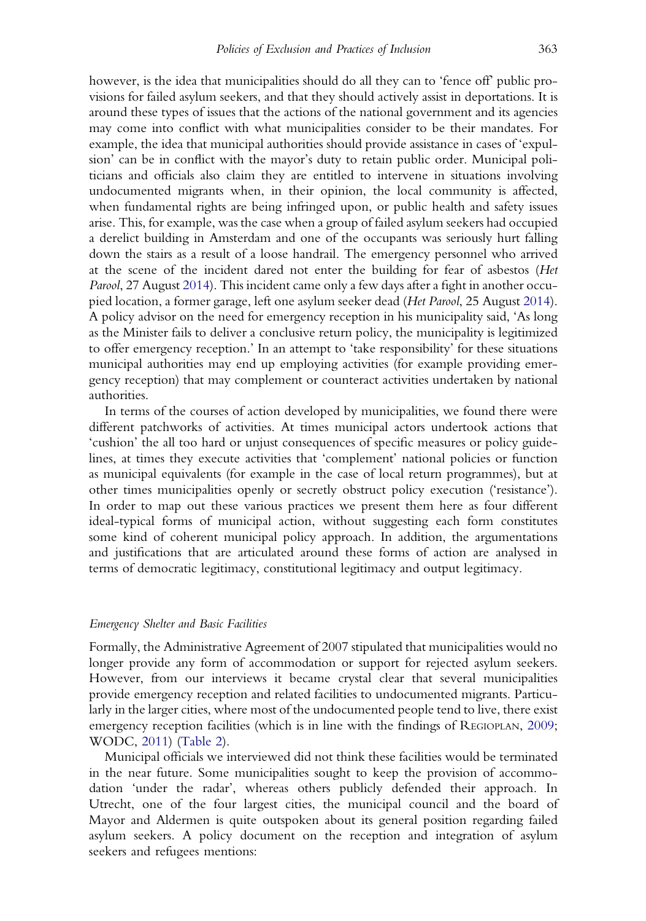however, is the idea that municipalities should do all they can to 'fence off' public provisions for failed asylum seekers, and that they should actively assist in deportations. It is around these types of issues that the actions of the national government and its agencies may come into conflict with what municipalities consider to be their mandates. For example, the idea that municipal authorities should provide assistance in cases of 'expulsion' can be in conflict with the mayor's duty to retain public order. Municipal politicians and officials also claim they are entitled to intervene in situations involving undocumented migrants when, in their opinion, the local community is affected, when fundamental rights are being infringed upon, or public health and safety issues arise. This, for example, was the case when a group of failed asylum seekers had occupied a derelict building in Amsterdam and one of the occupants was seriously hurt falling down the stairs as a result of a loose handrail. The emergency personnel who arrived at the scene of the incident dared not enter the building for fear of asbestos (*Het Parool*, 27 August 2014). This incident came only a few days after a fight in another occupied location, a former garage, left one asylum seeker dead (*Het Parool*, 25 August 2014). A policy advisor on the need for emergency reception in his municipality said, 'As long as the Minister fails to deliver a conclusive return policy, the municipality is legitimized to offer emergency reception.' In an attempt to 'take responsibility' for these situations municipal authorities may end up employing activities (for example providing emergency reception) that may complement or counteract activities undertaken by national authorities.

In terms of the courses of action developed by municipalities, we found there were different patchworks of activities. At times municipal actors undertook actions that 'cushion' the all too hard or unjust consequences of specific measures or policy guidelines, at times they execute activities that 'complement' national policies or function as municipal equivalents (for example in the case of local return programmes), but at other times municipalities openly or secretly obstruct policy execution ('resistance'). In order to map out these various practices we present them here as four different ideal-typical forms of municipal action, without suggesting each form constitutes some kind of coherent municipal policy approach. In addition, the argumentations and justifications that are articulated around these forms of action are analysed in terms of democratic legitimacy, constitutional legitimacy and output legitimacy.

### *Emergency Shelter and Basic Facilities*

Formally, the Administrative Agreement of 2007 stipulated that municipalities would no longer provide any form of accommodation or support for rejected asylum seekers. However, from our interviews it became crystal clear that several municipalities provide emergency reception and related facilities to undocumented migrants. Particularly in the larger cities, where most of the undocumented people tend to live, there exist emergency reception facilities (which is in line with the findings of Regioplan, 2009; WODC, 2011) (Table 2).

Municipal officials we interviewed did not think these facilities would be terminated in the near future. Some municipalities sought to keep the provision of accommodation 'under the radar', whereas others publicly defended their approach. In Utrecht, one of the four largest cities, the municipal council and the board of Mayor and Aldermen is quite outspoken about its general position regarding failed asylum seekers. A policy document on the reception and integration of asylum seekers and refugees mentions: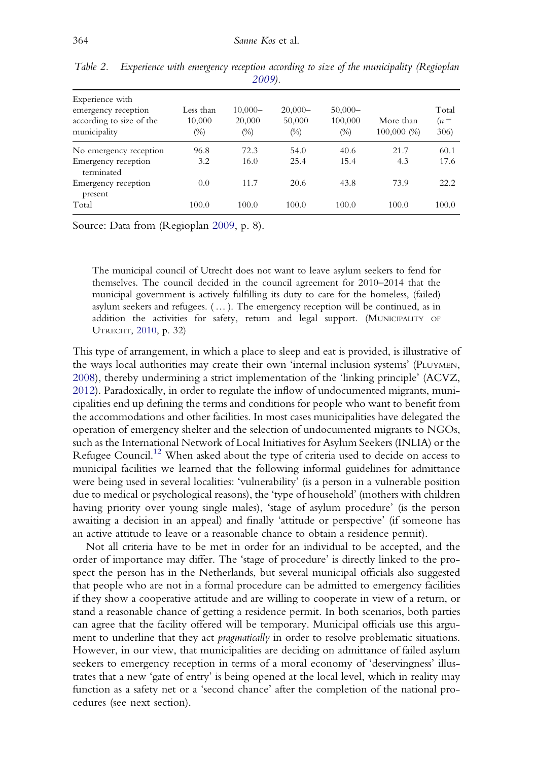Table 2. *Experience with emergency reception according to size of the municipality (Regioplan 2009).*

| Experience with emergency reception according to size of the municipality | Less than 10,000 (%) | 10,000–20,000 (%) | 20,000–50,000 (%) | 50,000–100,000 (%) | More than 100,000 (%) | Total ($n$ = 306) |
|---|---|---|---|---|---|---|
| No emergency reception | 96.8 | 72.3 | 54.0 | 40.6 | 21.7 | 60.1 |
| Emergency reception terminated | 3.2 | 16.0 | 25.4 | 15.4 | 4.3 | 17.6 |
| Emergency reception present | 0.0 | 11.7 | 20.6 | 43.8 | 73.9 | 22.2 |
| Total | 100.0 | 100.0 | 100.0 | 100.0 | 100.0 | 100.0 |

Source: Data from (Regioplan 2009, p. 8).

> The municipal council of Utrecht does not want to leave asylum seekers to fend for themselves. The council decided in the council agreement for 2010–2014 that the municipal government is actively fulfilling its duty to care for the homeless, (failed) asylum seekers and refugees. ( … ). The emergency reception will be continued, as in addition the activities for safety, return and legal support. (Municipality of Utrecht, 2010, p. 32)

This type of arrangement, in which a place to sleep and eat is provided, is illustrative of the ways local authorities may create their own 'internal inclusion systems' (Pluymen, 2008), thereby undermining a strict implementation of the 'linking principle' (ACVZ, 2012). Paradoxically, in order to regulate the inflow of undocumented migrants, municipalities end up defining the terms and conditions for people who want to benefit from the accommodations and other facilities. In most cases municipalities have delegated the operation of emergency shelter and the selection of undocumented migrants to NGOs, such as the International Network of Local Initiatives for Asylum Seekers (INLIA) or the Refugee Council.[12] When asked about the type of criteria used to decide on access to municipal facilities we learned that the following informal guidelines for admittance were being used in several localities: 'vulnerability' (is a person in a vulnerable position due to medical or psychological reasons), the 'type of household' (mothers with children having priority over young single males), 'stage of asylum procedure' (is the person awaiting a decision in an appeal) and finally 'attitude or perspective' (if someone has an active attitude to leave or a reasonable chance to obtain a residence permit).

Not all criteria have to be met in order for an individual to be accepted, and the order of importance may differ. The 'stage of procedure' is directly linked to the prospect the person has in the Netherlands, but several municipal officials also suggested that people who are not in a formal procedure can be admitted to emergency facilities if they show a cooperative attitude and are willing to cooperate in view of a return, or stand a reasonable chance of getting a residence permit. In both scenarios, both parties can agree that the facility offered will be temporary. Municipal officials use this argument to underline that they act *pragmatically* in order to resolve problematic situations. However, in our view, that municipalities are deciding on admittance of failed asylum seekers to emergency reception in terms of a moral economy of 'deservingness' illustrates that a new 'gate of entry' is being opened at the local level, which in reality may function as a safety net or a 'second chance' after the completion of the national procedures (see next section).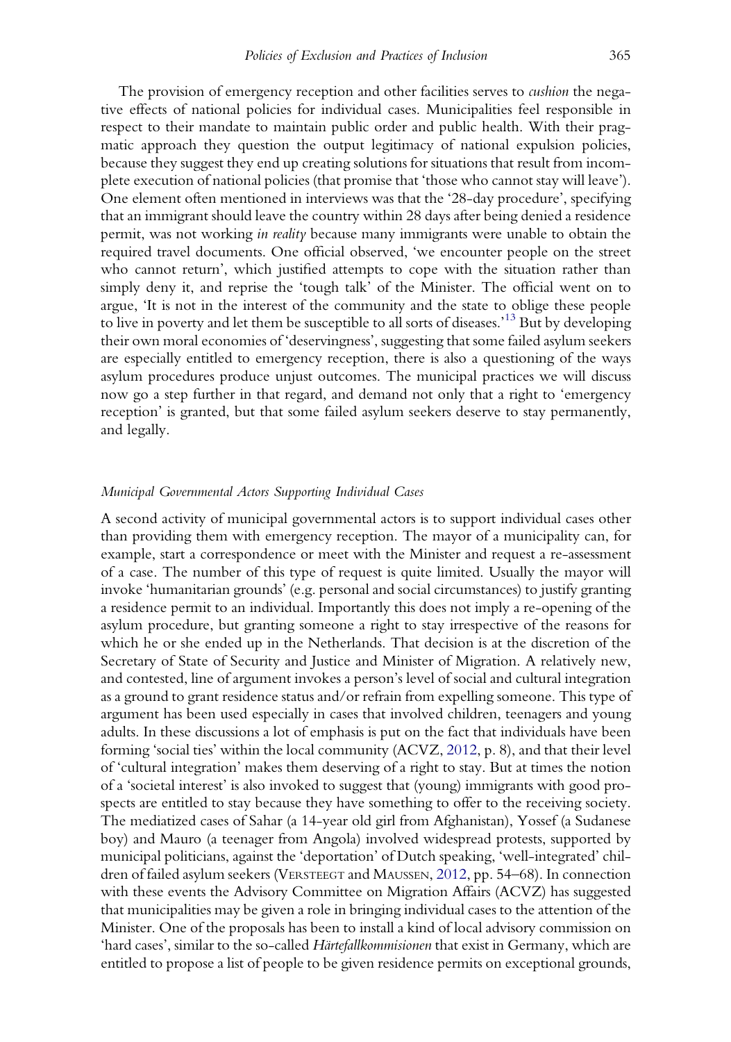The provision of emergency reception and other facilities serves to *cushion* the negative effects of national policies for individual cases. Municipalities feel responsible in respect to their mandate to maintain public order and public health. With their pragmatic approach they question the output legitimacy of national expulsion policies, because they suggest they end up creating solutions for situations that result from incomplete execution of national policies (that promise that 'those who cannot stay will leave'). One element often mentioned in interviews was that the '28-day procedure', specifying that an immigrant should leave the country within 28 days after being denied a residence permit, was not working *in reality* because many immigrants were unable to obtain the required travel documents. One official observed, 'we encounter people on the street who cannot return', which justified attempts to cope with the situation rather than simply deny it, and reprise the 'tough talk' of the Minister. The official went on to argue, 'It is not in the interest of the community and the state to oblige these people to live in poverty and let them be susceptible to all sorts of diseases.'[13] But by developing their own moral economies of 'deservingness', suggesting that some failed asylum seekers are especially entitled to emergency reception, there is also a questioning of the ways asylum procedures produce unjust outcomes. The municipal practices we will discuss now go a step further in that regard, and demand not only that a right to 'emergency reception' is granted, but that some failed asylum seekers deserve to stay permanently, and legally.

### *Municipal Governmental Actors Supporting Individual Cases*

A second activity of municipal governmental actors is to support individual cases other than providing them with emergency reception. The mayor of a municipality can, for example, start a correspondence or meet with the Minister and request a re-assessment of a case. The number of this type of request is quite limited. Usually the mayor will invoke 'humanitarian grounds' (e.g. personal and social circumstances) to justify granting a residence permit to an individual. Importantly this does not imply a re-opening of the asylum procedure, but granting someone a right to stay irrespective of the reasons for which he or she ended up in the Netherlands. That decision is at the discretion of the Secretary of State of Security and Justice and Minister of Migration. A relatively new, and contested, line of argument invokes a person's level of social and cultural integration as a ground to grant residence status and/or refrain from expelling someone. This type of argument has been used especially in cases that involved children, teenagers and young adults. In these discussions a lot of emphasis is put on the fact that individuals have been forming 'social ties' within the local community (ACVZ, 2012, p. 8), and that their level of 'cultural integration' makes them deserving of a right to stay. But at times the notion of a 'societal interest' is also invoked to suggest that (young) immigrants with good prospects are entitled to stay because they have something to offer to the receiving society. The mediatized cases of Sahar (a 14-year old girl from Afghanistan), Yossef (a Sudanese boy) and Mauro (a teenager from Angola) involved widespread protests, supported by municipal politicians, against the 'deportation' of Dutch speaking, 'well-integrated' children of failed asylum seekers (Versteegt and Maussen, 2012, pp. 54–68). In connection with these events the Advisory Committee on Migration Affairs (ACVZ) has suggested that municipalities may be given a role in bringing individual cases to the attention of the Minister. One of the proposals has been to install a kind of local advisory commission on 'hard cases', similar to the so-called *Härtefallkommisionen* that exist in Germany, which are entitled to propose a list of people to be given residence permits on exceptional grounds,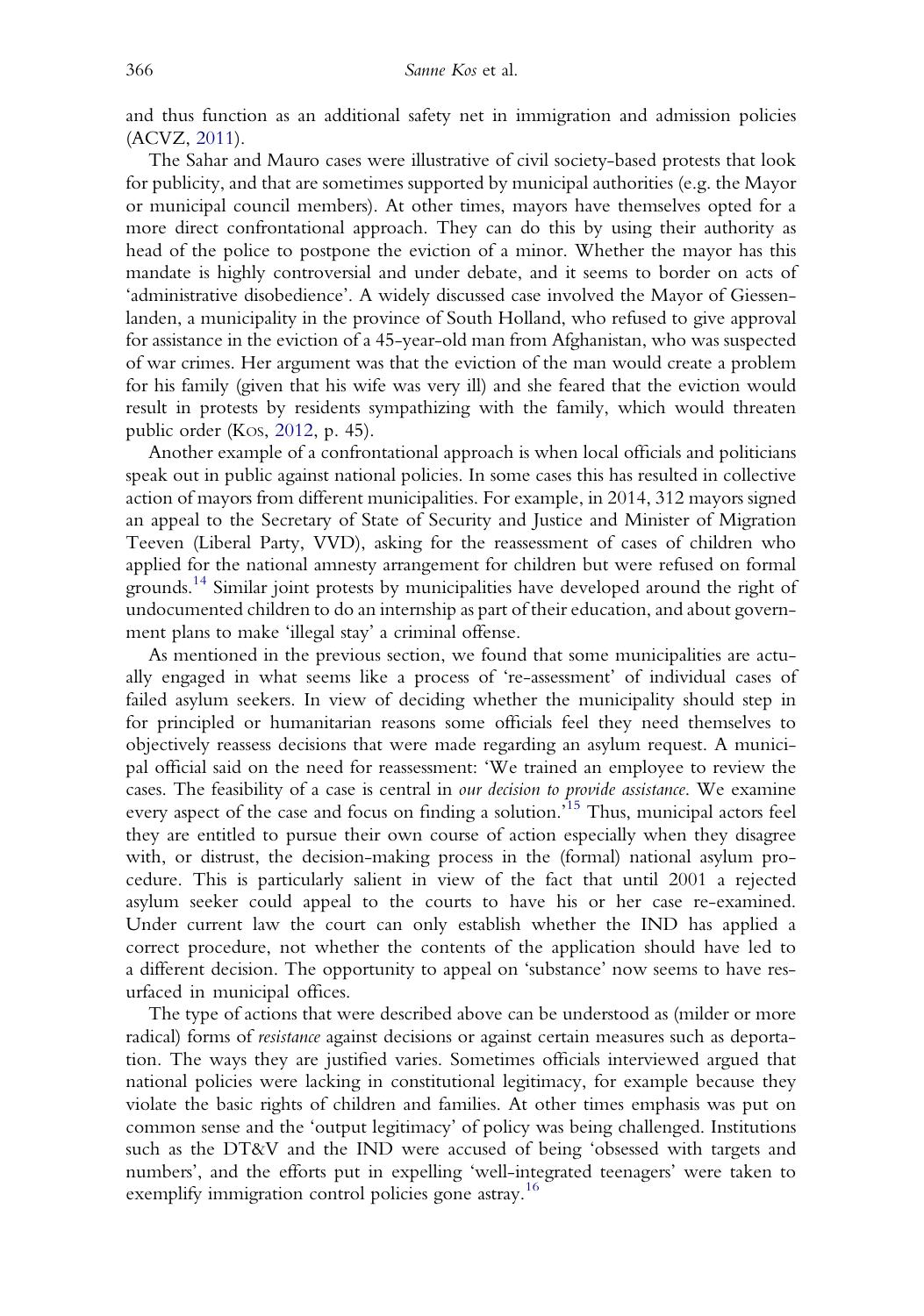and thus function as an additional safety net in immigration and admission policies (ACVZ, 2011).

The Sahar and Mauro cases were illustrative of civil society-based protests that look for publicity, and that are sometimes supported by municipal authorities (e.g. the Mayor or municipal council members). At other times, mayors have themselves opted for a more direct confrontational approach. They can do this by using their authority as head of the police to postpone the eviction of a minor. Whether the mayor has this mandate is highly controversial and under debate, and it seems to border on acts of 'administrative disobedience'. A widely discussed case involved the Mayor of Giessenlanden, a municipality in the province of South Holland, who refused to give approval for assistance in the eviction of a 45-year-old man from Afghanistan, who was suspected of war crimes. Her argument was that the eviction of the man would create a problem for his family (given that his wife was very ill) and she feared that the eviction would result in protests by residents sympathizing with the family, which would threaten public order (Kos, 2012, p. 45).

Another example of a confrontational approach is when local officials and politicians speak out in public against national policies. In some cases this has resulted in collective action of mayors from different municipalities. For example, in 2014, 312 mayors signed an appeal to the Secretary of State of Security and Justice and Minister of Migration Teeven (Liberal Party, VVD), asking for the reassessment of cases of children who applied for the national amnesty arrangement for children but were refused on formal grounds.[14] Similar joint protests by municipalities have developed around the right of undocumented children to do an internship as part of their education, and about government plans to make 'illegal stay' a criminal offense.

As mentioned in the previous section, we found that some municipalities are actually engaged in what seems like a process of 're-assessment' of individual cases of failed asylum seekers. In view of deciding whether the municipality should step in for principled or humanitarian reasons some officials feel they need themselves to objectively reassess decisions that were made regarding an asylum request. A municipal official said on the need for reassessment: 'We trained an employee to review the cases. The feasibility of a case is central in *our decision to provide assistance*. We examine every aspect of the case and focus on finding a solution.'[15] Thus, municipal actors feel they are entitled to pursue their own course of action especially when they disagree with, or distrust, the decision-making process in the (formal) national asylum procedure. This is particularly salient in view of the fact that until 2001 a rejected asylum seeker could appeal to the courts to have his or her case re-examined. Under current law the court can only establish whether the IND has applied a correct procedure, not whether the contents of the application should have led to a different decision. The opportunity to appeal on 'substance' now seems to have resurfaced in municipal offices.

The type of actions that were described above can be understood as (milder or more radical) forms of *resistance* against decisions or against certain measures such as deportation. The ways they are justified varies. Sometimes officials interviewed argued that national policies were lacking in constitutional legitimacy, for example because they violate the basic rights of children and families. At other times emphasis was put on common sense and the 'output legitimacy' of policy was being challenged. Institutions such as the DT&V and the IND were accused of being 'obsessed with targets and numbers', and the efforts put in expelling 'well-integrated teenagers' were taken to exemplify immigration control policies gone astray.[16]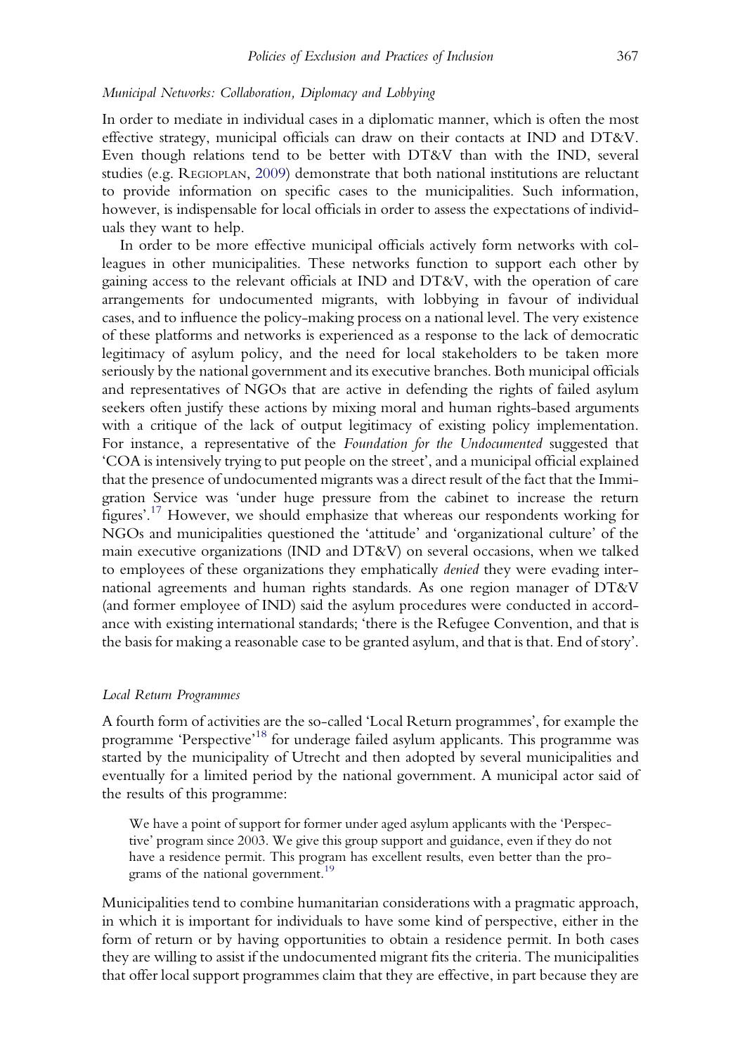### *Municipal Networks: Collaboration, Diplomacy and Lobbying*

In order to mediate in individual cases in a diplomatic manner, which is often the most effective strategy, municipal officials can draw on their contacts at IND and DT&V. Even though relations tend to be better with DT&V than with the IND, several studies (e.g. Regioplan, 2009) demonstrate that both national institutions are reluctant to provide information on specific cases to the municipalities. Such information, however, is indispensable for local officials in order to assess the expectations of individuals they want to help.

In order to be more effective municipal officials actively form networks with colleagues in other municipalities. These networks function to support each other by gaining access to the relevant officials at IND and DT&V, with the operation of care arrangements for undocumented migrants, with lobbying in favour of individual cases, and to influence the policy-making process on a national level. The very existence of these platforms and networks is experienced as a response to the lack of democratic legitimacy of asylum policy, and the need for local stakeholders to be taken more seriously by the national government and its executive branches. Both municipal officials and representatives of NGOs that are active in defending the rights of failed asylum seekers often justify these actions by mixing moral and human rights-based arguments with a critique of the lack of output legitimacy of existing policy implementation. For instance, a representative of the *Foundation for the Undocumented* suggested that 'COA is intensively trying to put people on the street', and a municipal official explained that the presence of undocumented migrants was a direct result of the fact that the Immigration Service was 'under huge pressure from the cabinet to increase the return figures'.[17] However, we should emphasize that whereas our respondents working for NGOs and municipalities questioned the 'attitude' and 'organizational culture' of the main executive organizations (IND and DT&V) on several occasions, when we talked to employees of these organizations they emphatically *denied* they were evading international agreements and human rights standards. As one region manager of DT&V (and former employee of IND) said the asylum procedures were conducted in accordance with existing international standards; 'there is the Refugee Convention, and that is the basis for making a reasonable case to be granted asylum, and that is that. End of story'.

### *Local Return Programmes*

A fourth form of activities are the so-called 'Local Return programmes', for example the programme 'Perspective'[18] for underage failed asylum applicants. This programme was started by the municipality of Utrecht and then adopted by several municipalities and eventually for a limited period by the national government. A municipal actor said of the results of this programme:

> We have a point of support for former under aged asylum applicants with the 'Perspective' program since 2003. We give this group support and guidance, even if they do not have a residence permit. This program has excellent results, even better than the programs of the national government.[19]

Municipalities tend to combine humanitarian considerations with a pragmatic approach, in which it is important for individuals to have some kind of perspective, either in the form of return or by having opportunities to obtain a residence permit. In both cases they are willing to assist if the undocumented migrant fits the criteria. The municipalities that offer local support programmes claim that they are effective, in part because they are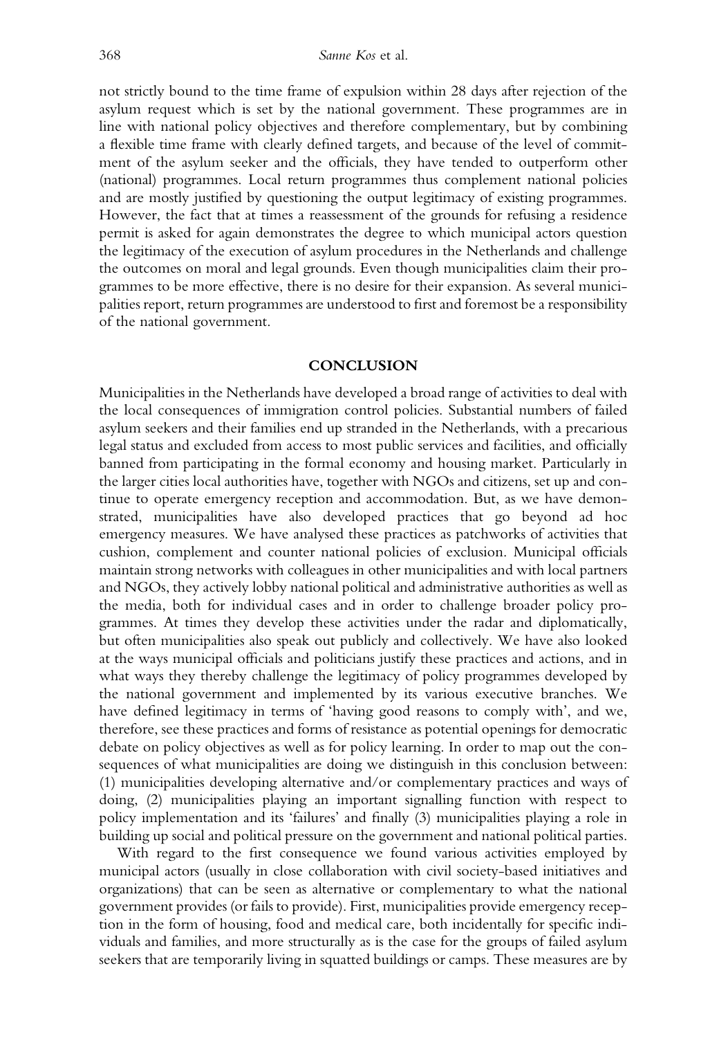not strictly bound to the time frame of expulsion within 28 days after rejection of the asylum request which is set by the national government. These programmes are in line with national policy objectives and therefore complementary, but by combining a flexible time frame with clearly defined targets, and because of the level of commitment of the asylum seeker and the officials, they have tended to outperform other (national) programmes. Local return programmes thus complement national policies and are mostly justified by questioning the output legitimacy of existing programmes. However, the fact that at times a reassessment of the grounds for refusing a residence permit is asked for again demonstrates the degree to which municipal actors question the legitimacy of the execution of asylum procedures in the Netherlands and challenge the outcomes on moral and legal grounds. Even though municipalities claim their programmes to be more effective, there is no desire for their expansion. As several municipalities report, return programmes are understood to first and foremost be a responsibility of the national government.

## CONCLUSION

Municipalities in the Netherlands have developed a broad range of activities to deal with the local consequences of immigration control policies. Substantial numbers of failed asylum seekers and their families end up stranded in the Netherlands, with a precarious legal status and excluded from access to most public services and facilities, and officially banned from participating in the formal economy and housing market. Particularly in the larger cities local authorities have, together with NGOs and citizens, set up and continue to operate emergency reception and accommodation. But, as we have demonstrated, municipalities have also developed practices that go beyond ad hoc emergency measures. We have analysed these practices as patchworks of activities that cushion, complement and counter national policies of exclusion. Municipal officials maintain strong networks with colleagues in other municipalities and with local partners and NGOs, they actively lobby national political and administrative authorities as well as the media, both for individual cases and in order to challenge broader policy programmes. At times they develop these activities under the radar and diplomatically, but often municipalities also speak out publicly and collectively. We have also looked at the ways municipal officials and politicians justify these practices and actions, and in what ways they thereby challenge the legitimacy of policy programmes developed by the national government and implemented by its various executive branches. We have defined legitimacy in terms of 'having good reasons to comply with', and we, therefore, see these practices and forms of resistance as potential openings for democratic debate on policy objectives as well as for policy learning. In order to map out the consequences of what municipalities are doing we distinguish in this conclusion between: (1) municipalities developing alternative and/or complementary practices and ways of doing, (2) municipalities playing an important signalling function with respect to policy implementation and its 'failures' and finally (3) municipalities playing a role in building up social and political pressure on the government and national political parties.

With regard to the first consequence we found various activities employed by municipal actors (usually in close collaboration with civil society-based initiatives and organizations) that can be seen as alternative or complementary to what the national government provides (or fails to provide). First, municipalities provide emergency reception in the form of housing, food and medical care, both incidentally for specific individuals and families, and more structurally as is the case for the groups of failed asylum seekers that are temporarily living in squatted buildings or camps. These measures are by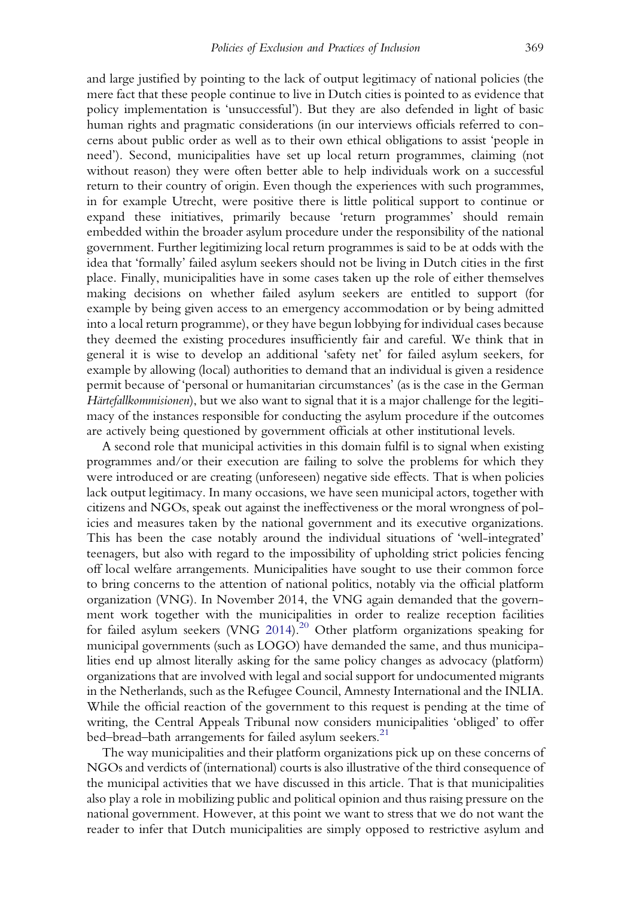and large justified by pointing to the lack of output legitimacy of national policies (the mere fact that these people continue to live in Dutch cities is pointed to as evidence that policy implementation is 'unsuccessful'). But they are also defended in light of basic human rights and pragmatic considerations (in our interviews officials referred to concerns about public order as well as to their own ethical obligations to assist 'people in need'). Second, municipalities have set up local return programmes, claiming (not without reason) they were often better able to help individuals work on a successful return to their country of origin. Even though the experiences with such programmes, in for example Utrecht, were positive there is little political support to continue or expand these initiatives, primarily because 'return programmes' should remain embedded within the broader asylum procedure under the responsibility of the national government. Further legitimizing local return programmes is said to be at odds with the idea that 'formally' failed asylum seekers should not be living in Dutch cities in the first place. Finally, municipalities have in some cases taken up the role of either themselves making decisions on whether failed asylum seekers are entitled to support (for example by being given access to an emergency accommodation or by being admitted into a local return programme), or they have begun lobbying for individual cases because they deemed the existing procedures insufficiently fair and careful. We think that in general it is wise to develop an additional 'safety net' for failed asylum seekers, for example by allowing (local) authorities to demand that an individual is given a residence permit because of 'personal or humanitarian circumstances' (as is the case in the German *Härtefallkommisionen*), but we also want to signal that it is a major challenge for the legitimacy of the instances responsible for conducting the asylum procedure if the outcomes are actively being questioned by government officials at other institutional levels.

A second role that municipal activities in this domain fulfil is to signal when existing programmes and/or their execution are failing to solve the problems for which they were introduced or are creating (unforeseen) negative side effects. That is when policies lack output legitimacy. In many occasions, we have seen municipal actors, together with citizens and NGOs, speak out against the ineffectiveness or the moral wrongness of policies and measures taken by the national government and its executive organizations. This has been the case notably around the individual situations of 'well-integrated' teenagers, but also with regard to the impossibility of upholding strict policies fencing off local welfare arrangements. Municipalities have sought to use their common force to bring concerns to the attention of national politics, notably via the official platform organization (VNG). In November 2014, the VNG again demanded that the government work together with the municipalities in order to realize reception facilities for failed asylum seekers (VNG 2014).[20] Other platform organizations speaking for municipal governments (such as LOGO) have demanded the same, and thus municipalities end up almost literally asking for the same policy changes as advocacy (platform) organizations that are involved with legal and social support for undocumented migrants in the Netherlands, such as the Refugee Council, Amnesty International and the INLIA. While the official reaction of the government to this request is pending at the time of writing, the Central Appeals Tribunal now considers municipalities 'obliged' to offer bed–bread–bath arrangements for failed asylum seekers.[21]

The way municipalities and their platform organizations pick up on these concerns of NGOs and verdicts of (international) courts is also illustrative of the third consequence of the municipal activities that we have discussed in this article. That is that municipalities also play a role in mobilizing public and political opinion and thus raising pressure on the national government. However, at this point we want to stress that we do not want the reader to infer that Dutch municipalities are simply opposed to restrictive asylum and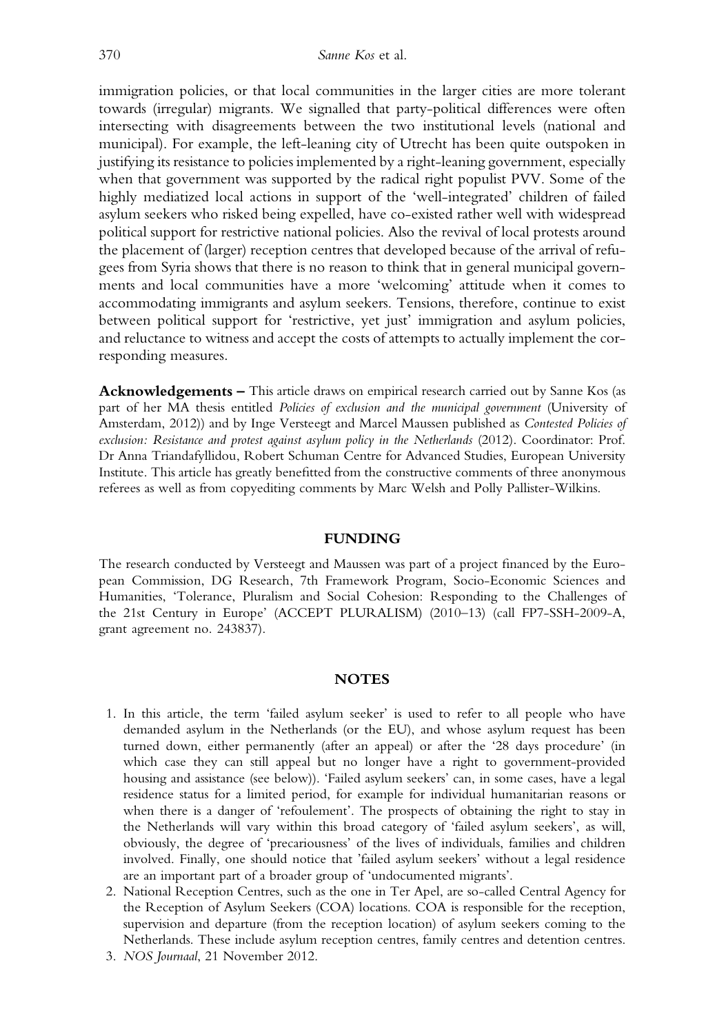immigration policies, or that local communities in the larger cities are more tolerant towards (irregular) migrants. We signalled that party-political differences were often intersecting with disagreements between the two institutional levels (national and municipal). For example, the left-leaning city of Utrecht has been quite outspoken in justifying its resistance to policies implemented by a right-leaning government, especially when that government was supported by the radical right populist PVV. Some of the highly mediatized local actions in support of the 'well-integrated' children of failed asylum seekers who risked being expelled, have co-existed rather well with widespread political support for restrictive national policies. Also the revival of local protests around the placement of (larger) reception centres that developed because of the arrival of refugees from Syria shows that there is no reason to think that in general municipal governments and local communities have a more 'welcoming' attitude when it comes to accommodating immigrants and asylum seekers. Tensions, therefore, continue to exist between political support for 'restrictive, yet just' immigration and asylum policies, and reluctance to witness and accept the costs of attempts to actually implement the corresponding measures.

**Acknowledgements –** This article draws on empirical research carried out by Sanne Kos (as part of her MA thesis entitled *Policies of exclusion and the municipal government* (University of Amsterdam, 2012)) and by Inge Versteegt and Marcel Maussen published as *Contested Policies of exclusion: Resistance and protest against asylum policy in the Netherlands* (2012). Coordinator: Prof. Dr Anna Triandafyllidou, Robert Schuman Centre for Advanced Studies, European University Institute. This article has greatly benefitted from the constructive comments of three anonymous referees as well as from copyediting comments by Marc Welsh and Polly Pallister-Wilkins.

## FUNDING

The research conducted by Versteegt and Maussen was part of a project financed by the European Commission, DG Research, 7th Framework Program, Socio-Economic Sciences and Humanities, 'Tolerance, Pluralism and Social Cohesion: Responding to the Challenges of the 21st Century in Europe' (ACCEPT PLURALISM) (2010–13) (call FP7-SSH-2009-A, grant agreement no. 243837).

## NOTES

1. In this article, the term 'failed asylum seeker' is used to refer to all people who have demanded asylum in the Netherlands (or the EU), and whose asylum request has been turned down, either permanently (after an appeal) or after the '28 days procedure' (in which case they can still appeal but no longer have a right to government-provided housing and assistance (see below)). 'Failed asylum seekers' can, in some cases, have a legal residence status for a limited period, for example for individual humanitarian reasons or when there is a danger of 'refoulement'. The prospects of obtaining the right to stay in the Netherlands will vary within this broad category of 'failed asylum seekers', as will, obviously, the degree of 'precariousness' of the lives of individuals, families and children involved. Finally, one should notice that 'failed asylum seekers' without a legal residence are an important part of a broader group of 'undocumented migrants'.
2. National Reception Centres, such as the one in Ter Apel, are so-called Central Agency for the Reception of Asylum Seekers (COA) locations. COA is responsible for the reception, supervision and departure (from the reception location) of asylum seekers coming to the Netherlands. These include asylum reception centres, family centres and detention centres.
3. *NOS Journaal*, 21 November 2012.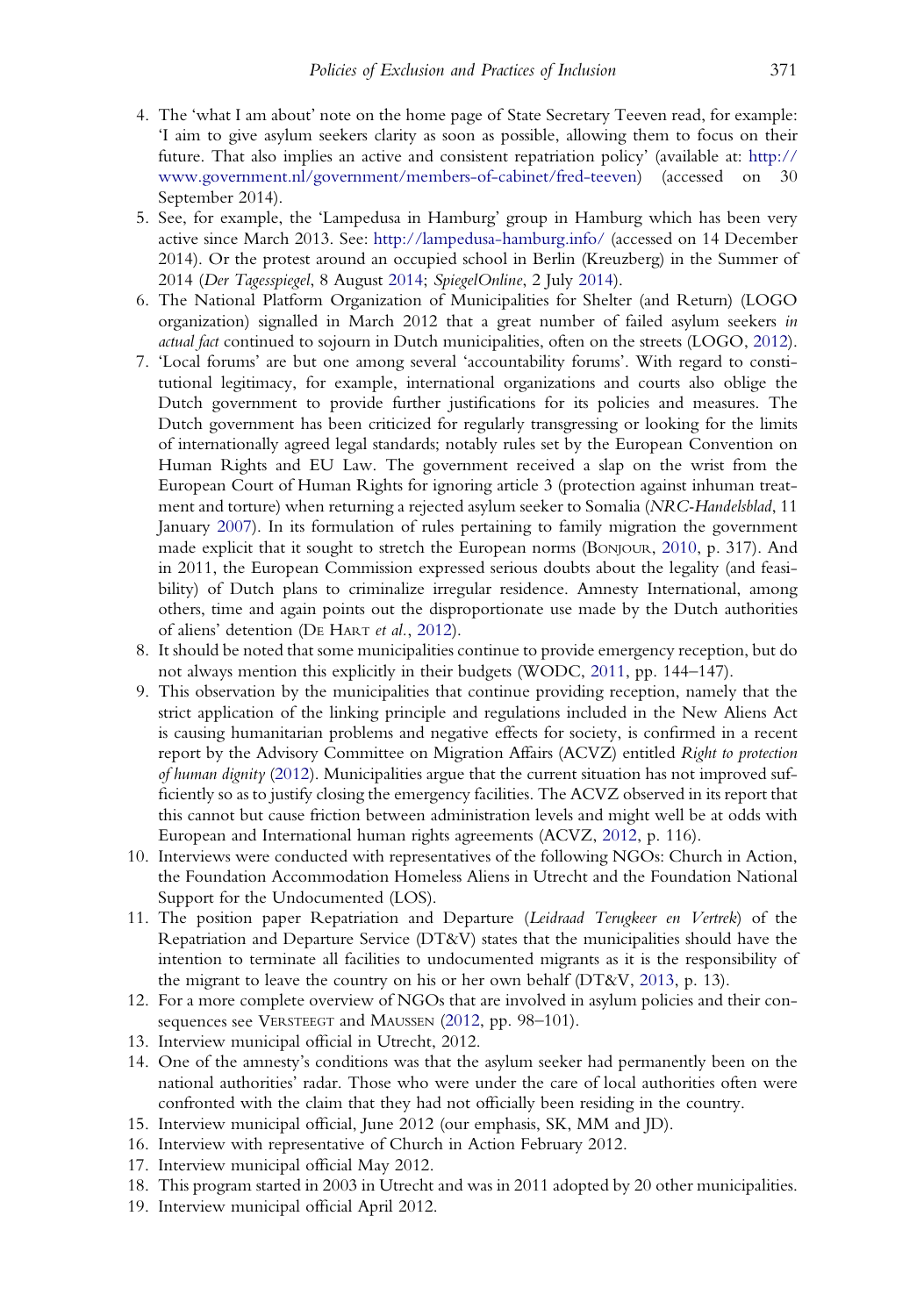4. The 'what I am about' note on the home page of State Secretary Teeven read, for example: 'I aim to give asylum seekers clarity as soon as possible, allowing them to focus on their future. That also implies an active and consistent repatriation policy' (available at: http://www.government.nl/government/members-of-cabinet/fred-teeven) (accessed on 30 September 2014).
5. See, for example, the 'Lampedusa in Hamburg' group in Hamburg which has been very active since March 2013. See: http://lampedusa-hamburg.info/ (accessed on 14 December 2014). Or the protest around an occupied school in Berlin (Kreuzberg) in the Summer of 2014 (*Der Tagesspiegel*, 8 August 2014; *SpiegelOnline*, 2 July 2014).
6. The National Platform Organization of Municipalities for Shelter (and Return) (LOGO organization) signalled in March 2012 that a great number of failed asylum seekers *in actual fact* continued to sojourn in Dutch municipalities, often on the streets (LOGO, 2012).
7. 'Local forums' are but one among several 'accountability forums'. With regard to constitutional legitimacy, for example, international organizations and courts also oblige the Dutch government to provide further justifications for its policies and measures. The Dutch government has been criticized for regularly transgressing or looking for the limits of internationally agreed legal standards; notably rules set by the European Convention on Human Rights and EU Law. The government received a slap on the wrist from the European Court of Human Rights for ignoring article 3 (protection against inhuman treatment and torture) when returning a rejected asylum seeker to Somalia (*NRC-Handelsblad*, 11 January 2007). In its formulation of rules pertaining to family migration the government made explicit that it sought to stretch the European norms (Bonjour, 2010, p. 317). And in 2011, the European Commission expressed serious doubts about the legality (and feasibility) of Dutch plans to criminalize irregular residence. Amnesty International, among others, time and again points out the disproportionate use made by the Dutch authorities of aliens' detention (De Hart *et al.*, 2012).
8. It should be noted that some municipalities continue to provide emergency reception, but do not always mention this explicitly in their budgets (WODC, 2011, pp. 144–147).
9. This observation by the municipalities that continue providing reception, namely that the strict application of the linking principle and regulations included in the New Aliens Act is causing humanitarian problems and negative effects for society, is confirmed in a recent report by the Advisory Committee on Migration Affairs (ACVZ) entitled *Right to protection of human dignity* (2012). Municipalities argue that the current situation has not improved sufficiently so as to justify closing the emergency facilities. The ACVZ observed in its report that this cannot but cause friction between administration levels and might well be at odds with European and International human rights agreements (ACVZ, 2012, p. 116).
10. Interviews were conducted with representatives of the following NGOs: Church in Action, the Foundation Accommodation Homeless Aliens in Utrecht and the Foundation National Support for the Undocumented (LOS).
11. The position paper Repatriation and Departure (*Leidraad Terugkeer en Vertrek*) of the Repatriation and Departure Service (DT&V) states that the municipalities should have the intention to terminate all facilities to undocumented migrants as it is the responsibility of the migrant to leave the country on his or her own behalf (DT&V, 2013, p. 13).
12. For a more complete overview of NGOs that are involved in asylum policies and their consequences see Versteegt and Maussen (2012, pp. 98–101).
13. Interview municipal official in Utrecht, 2012.
14. One of the amnesty's conditions was that the asylum seeker had permanently been on the national authorities' radar. Those who were under the care of local authorities often were confronted with the claim that they had not officially been residing in the country.
15. Interview municipal official, June 2012 (our emphasis, SK, MM and JD).
16. Interview with representative of Church in Action February 2012.
17. Interview municipal official May 2012.
18. This program started in 2003 in Utrecht and was in 2011 adopted by 20 other municipalities.
19. Interview municipal official April 2012.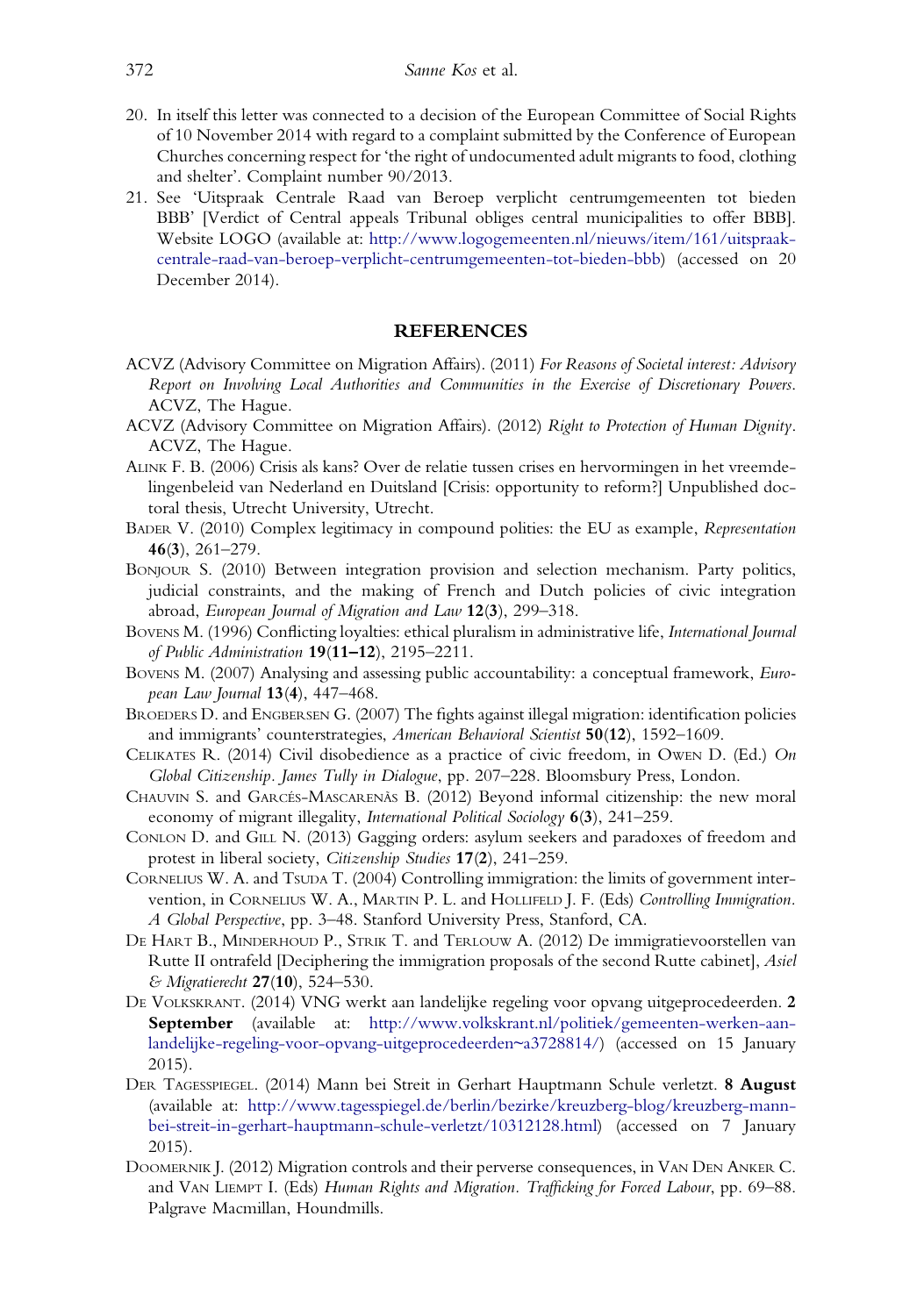20. In itself this letter was connected to a decision of the European Committee of Social Rights of 10 November 2014 with regard to a complaint submitted by the Conference of European Churches concerning respect for 'the right of undocumented adult migrants to food, clothing and shelter'. Complaint number 90/2013.
21. See 'Uitspraak Centrale Raad van Beroep verplicht centrumgemeenten tot bieden BBB' [Verdict of Central appeals Tribunal obliges central municipalities to offer BBB]. Website LOGO (available at: http://www.logogemeenten.nl/nieuws/item/161/uitspraak-centrale-raad-van-beroep-verplicht-centrumgemeenten-tot-bieden-bbb) (accessed on 20 December 2014).

## REFERENCES

ACVZ (Advisory Committee on Migration Affairs). (2011) *For Reasons of Societal interest: Advisory Report on Involving Local Authorities and Communities in the Exercise of Discretionary Powers*. ACVZ, The Hague.

ACVZ (Advisory Committee on Migration Affairs). (2012) *Right to Protection of Human Dignity*. ACVZ, The Hague.

Alink F. B. (2006) Crisis als kans? Over de relatie tussen crises en hervormingen in het vreemdelingenbeleid van Nederland en Duitsland [Crisis: opportunity to reform?] Unpublished doctoral thesis, Utrecht University, Utrecht.

Bader V. (2010) Complex legitimacy in compound polities: the EU as example, *Representation* **46**(**3**), 261–279.

Bonjour S. (2010) Between integration provision and selection mechanism. Party politics, judicial constraints, and the making of French and Dutch policies of civic integration abroad, *European Journal of Migration and Law* **12**(**3**), 299–318.

Bovens M. (1996) Conflicting loyalties: ethical pluralism in administrative life, *International Journal of Public Administration* **19**(**11–12**), 2195–2211.

Bovens M. (2007) Analysing and assessing public accountability: a conceptual framework, *European Law Journal* **13**(**4**), 447–468.

Broeders D. and Engbersen G. (2007) The fights against illegal migration: identification policies and immigrants' counterstrategies, *American Behavioral Scientist* **50**(**12**), 1592–1609.

Celikates R. (2014) Civil disobedience as a practice of civic freedom, in Owen D. (Ed.) *On Global Citizenship. James Tully in Dialogue*, pp. 207–228. Bloomsbury Press, London.

Chauvin S. and Garcés-Mascareñas B. (2012) Beyond informal citizenship: the new moral economy of migrant illegality, *International Political Sociology* **6**(**3**), 241–259.

Conlon D. and Gill N. (2013) Gagging orders: asylum seekers and paradoxes of freedom and protest in liberal society, *Citizenship Studies* **17**(**2**), 241–259.

Cornelius W. A. and Tsuda T. (2004) Controlling immigration: the limits of government intervention, in Cornelius W. A., Martin P. L. and Hollifeld J. F. (Eds) *Controlling Immigration. A Global Perspective*, pp. 3–48. Stanford University Press, Stanford, CA.

De Hart B., Minderhoud P., Strik T. and Terlouw A. (2012) De immigratievoorstellen van Rutte II ontrafeld [Deciphering the immigration proposals of the second Rutte cabinet], *Asiel & Migratierecht* **27**(**10**), 524–530.

De Volkskrant. (2014) VNG werkt aan landelijke regeling voor opvang uitgeprocedeerden. **2 September** (available at: http://www.volkskrant.nl/politiek/gemeenten-werken-aan-landelijke-regeling-voor-opvang-uitgeprocedeerden~a3728814/) (accessed on 15 January 2015).

Der Tagesspiegel. (2014) Mann bei Streit in Gerhart Hauptmann Schule verletzt. **8 August** (available at: http://www.tagesspiegel.de/berlin/bezirke/kreuzberg-blog/kreuzberg-mann-bei-streit-in-gerhart-hauptmann-schule-verletzt/10312128.html) (accessed on 7 January 2015).

Doomernik J. (2012) Migration controls and their perverse consequences, in Van Den Anker C. and Van Liempt I. (Eds) *Human Rights and Migration. Trafficking for Forced Labour*, pp. 69–88. Palgrave Macmillan, Houndmills.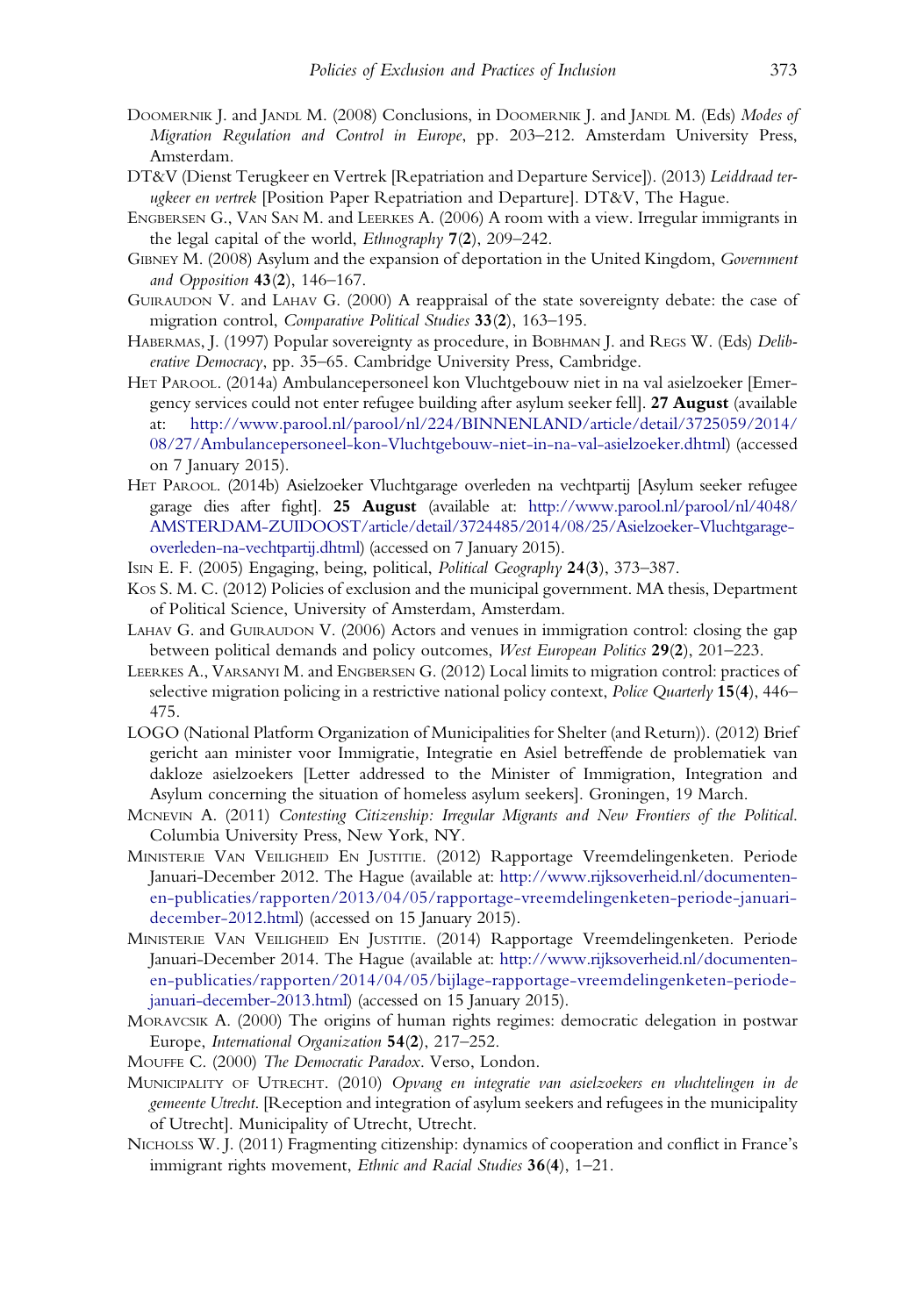Doomernik J. and Jandl M. (2008) Conclusions, in Doomernik J. and Jandl M. (Eds) *Modes of Migration Regulation and Control in Europe*, pp. 203–212. Amsterdam University Press, Amsterdam.

DT&V (Dienst Terugkeer en Vertrek [Repatriation and Departure Service]). (2013) *Leiddraad terugkeer en vertrek* [Position Paper Repatriation and Departure]. DT&V, The Hague.

Engbersen G., Van San M. and Leerkes A. (2006) A room with a view. Irregular immigrants in the legal capital of the world, *Ethnography* **7(2)**, 209–242.

Gibney M. (2008) Asylum and the expansion of deportation in the United Kingdom, *Government and Opposition* **43(2)**, 146–167.

Guiraudon V. and Lahav G. (2000) A reappraisal of the state sovereignty debate: the case of migration control, *Comparative Political Studies* **33(2)**, 163–195.

Habermas, J. (1997) Popular sovereignty as procedure, in Bobhman J. and Regs W. (Eds) *Deliberative Democracy*, pp. 35–65. Cambridge University Press, Cambridge.

Het Parool. (2014a) Ambulancepersoneel kon Vluchtgebouw niet in na val asielzoeker [Emergency services could not enter refugee building after asylum seeker fell]. **27 August** (available at: http://www.parool.nl/parool/nl/224/BINNENLAND/article/detail/3725059/2014/08/27/Ambulancepersoneel-kon-Vluchtgebouw-niet-in-na-val-asielzoeker.dhtml) (accessed on 7 January 2015).

Het Parool. (2014b) Asielzoeker Vluchtgarage overleden na vechtpartij [Asylum seeker refugee garage dies after fight]. **25 August** (available at: http://www.parool.nl/parool/nl/4048/AMSTERDAM-ZUIDOOST/article/detail/3724485/2014/08/25/Asielzoeker-Vluchtgarage-overleden-na-vechtpartij.dhtml) (accessed on 7 January 2015).

Isin E. F. (2005) Engaging, being, political, *Political Geography* **24(3)**, 373–387.

Kos S. M. C. (2012) Policies of exclusion and the municipal government. MA thesis, Department of Political Science, University of Amsterdam, Amsterdam.

Lahav G. and Guiraudon V. (2006) Actors and venues in immigration control: closing the gap between political demands and policy outcomes, *West European Politics* **29(2)**, 201–223.

Leerkes A., Varsanyi M. and Engbersen G. (2012) Local limits to migration control: practices of selective migration policing in a restrictive national policy context, *Police Quarterly* **15(4)**, 446–475.

LOGO (National Platform Organization of Municipalities for Shelter (and Return)). (2012) Brief gericht aan minister voor Immigratie, Integratie en Asiel betreffende de problematiek van dakloze asielzoekers [Letter addressed to the Minister of Immigration, Integration and Asylum concerning the situation of homeless asylum seekers]. Groningen, 19 March.

Mcnevin A. (2011) *Contesting Citizenship: Irregular Migrants and New Frontiers of the Political*. Columbia University Press, New York, NY.

Ministerie Van Veiligheid En Justitie. (2012) Rapportage Vreemdelingenketen. Periode Januari-December 2012. The Hague (available at: http://www.rijksoverheid.nl/documenten-en-publicaties/rapporten/2013/04/05/rapportage-vreemdelingenketen-periode-januari-december-2012.html) (accessed on 15 January 2015).

Ministerie Van Veiligheid En Justitie. (2014) Rapportage Vreemdelingenketen. Periode Januari-December 2014. The Hague (available at: http://www.rijksoverheid.nl/documenten-en-publicaties/rapporten/2014/04/05/bijlage-rapportage-vreemdelingenketen-periode-januari-december-2013.html) (accessed on 15 January 2015).

Moravcsik A. (2000) The origins of human rights regimes: democratic delegation in postwar Europe, *International Organization* **54(2)**, 217–252.

Mouffe C. (2000) *The Democratic Paradox*. Verso, London.

Municipality of Utrecht. (2010) *Opvang en integratie van asielzoekers en vluchtelingen in de gemeente Utrecht*. [Reception and integration of asylum seekers and refugees in the municipality of Utrecht]. Municipality of Utrecht, Utrecht.

Nicholss W. J. (2011) Fragmenting citizenship: dynamics of cooperation and conflict in France's immigrant rights movement, *Ethnic and Racial Studies* **36(4)**, 1–21.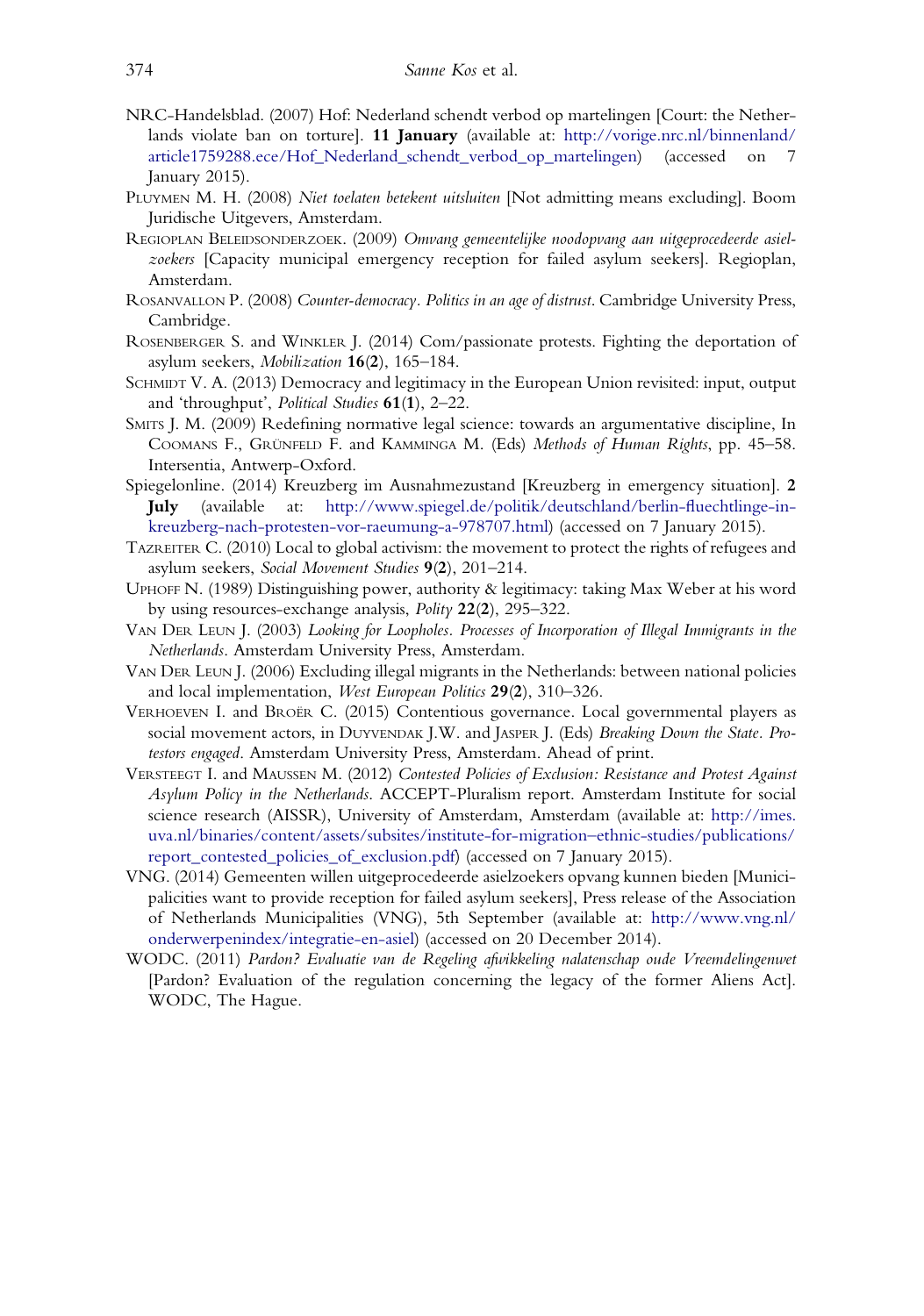NRC-Handelsblad. (2007) Hof: Nederland schendt verbod op martelingen [Court: the Netherlands violate ban on torture]. **11 January** (available at: http://vorige.nrc.nl/binnenland/article1759288.ece/Hof_Nederland_schendt_verbod_op_martelingen) (accessed on 7 January 2015).

Pluymen M. H. (2008) *Niet toelaten betekent uitsluiten* [Not admitting means excluding]. Boom Juridische Uitgevers, Amsterdam.

Regioplan Beleidsonderzoek. (2009) *Omvang gemeentelijke noodopvang aan uitgeprocedeerde asielzoekers* [Capacity municipal emergency reception for failed asylum seekers]. Regioplan, Amsterdam.

Rosanvallon P. (2008) *Counter-democracy. Politics in an age of distrust*. Cambridge University Press, Cambridge.

Rosenberger S. and Winkler J. (2014) Com/passionate protests. Fighting the deportation of asylum seekers, *Mobilization* **16**(**2**), 165–184.

Schmidt V. A. (2013) Democracy and legitimacy in the European Union revisited: input, output and 'throughput', *Political Studies* **61**(**1**), 2–22.

Smits J. M. (2009) Redefining normative legal science: towards an argumentative discipline, In Coomans F., Grünfeld F. and Kamminga M. (Eds) *Methods of Human Rights*, pp. 45–58. Intersentia, Antwerp-Oxford.

Spiegelonline. (2014) Kreuzberg im Ausnahmezustand [Kreuzberg in emergency situation]. **2 July** (available at: http://www.spiegel.de/politik/deutschland/berlin-fluechtlinge-in-kreuzberg-nach-protesten-vor-raeumung-a-978707.html) (accessed on 7 January 2015).

Tazreiter C. (2010) Local to global activism: the movement to protect the rights of refugees and asylum seekers, *Social Movement Studies* **9**(**2**), 201–214.

Uphoff N. (1989) Distinguishing power, authority & legitimacy: taking Max Weber at his word by using resources-exchange analysis, *Polity* **22**(**2**), 295–322.

Van Der Leun J. (2003) *Looking for Loopholes. Processes of Incorporation of Illegal Immigrants in the Netherlands*. Amsterdam University Press, Amsterdam.

Van Der Leun J. (2006) Excluding illegal migrants in the Netherlands: between national policies and local implementation, *West European Politics* **29**(**2**), 310–326.

Verhoeven I. and Broër C. (2015) Contentious governance. Local governmental players as social movement actors, in Duyvendak J.W. and Jasper J. (Eds) *Breaking Down the State. Protestors engaged*. Amsterdam University Press, Amsterdam. Ahead of print.

Versteegt I. and Maussen M. (2012) *Contested Policies of Exclusion: Resistance and Protest Against Asylum Policy in the Netherlands*. ACCEPT-Pluralism report. Amsterdam Institute for social science research (AISSR), University of Amsterdam, Amsterdam (available at: http://imes.uva.nl/binaries/content/assets/subsites/institute-for-migration–ethnic-studies/publications/report_contested_policies_of_exclusion.pdf) (accessed on 7 January 2015).

VNG. (2014) Gemeenten willen uitgeprocedeerde asielzoekers opvang kunnen bieden [Municipalicities want to provide reception for failed asylum seekers], Press release of the Association of Netherlands Municipalities (VNG), 5th September (available at: http://www.vng.nl/onderwerpenindex/integratie-en-asiel) (accessed on 20 December 2014).

WODC. (2011) *Pardon? Evaluatie van de Regeling afwikkeling nalatenschap oude Vreemdelingenwet* [Pardon? Evaluation of the regulation concerning the legacy of the former Aliens Act]. WODC, The Hague.